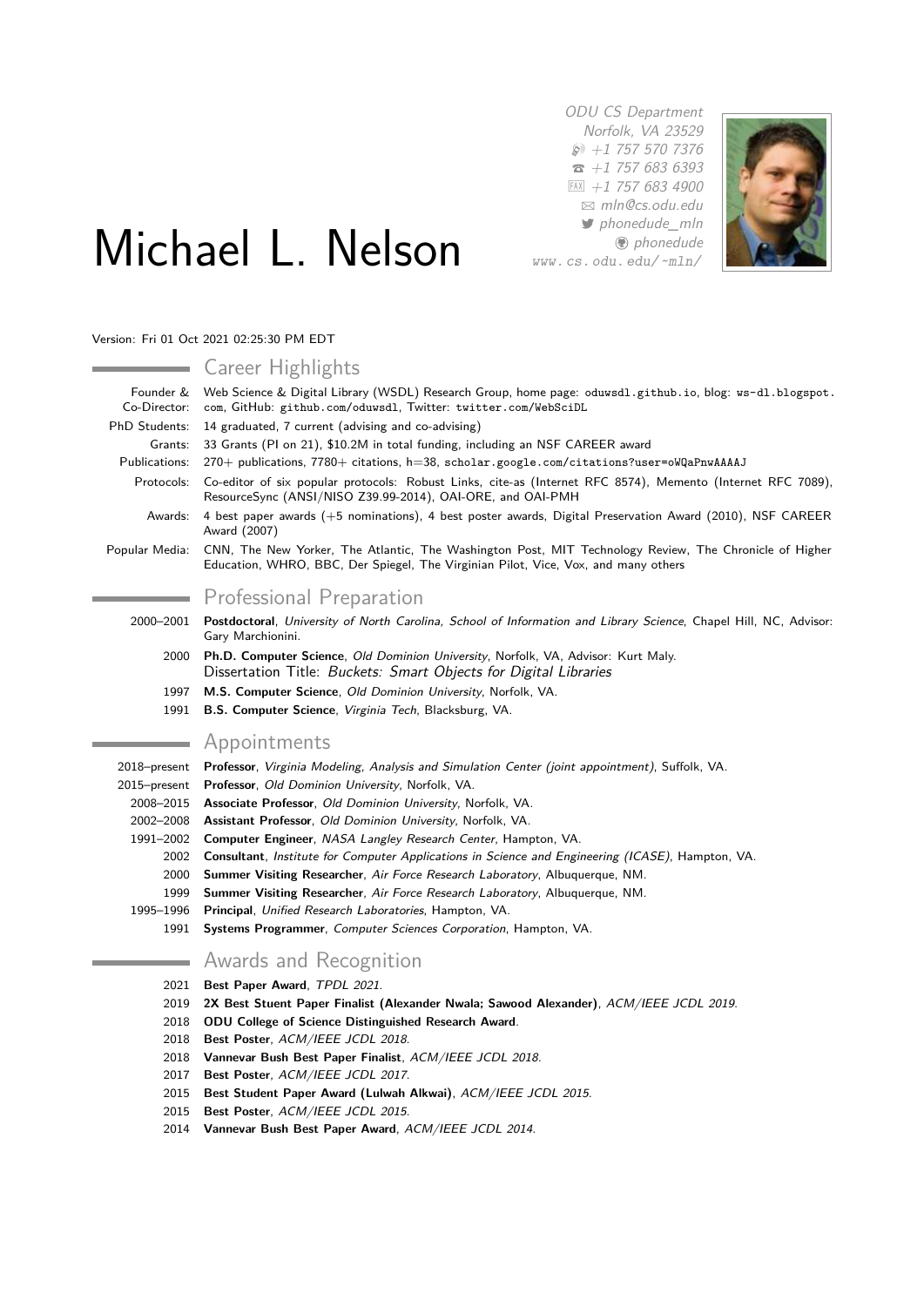# Michael L. Nelson

ODU CS Department
Norfolk, VA 23529
+1 757 570 7376
+1 757 683 6393
+1 757 683 4900
mln@cs.odu.edu
phonedude_mln
phonedude
www.cs.odu.edu/~mln/

Version: Fri 01 Oct 2021 02:25:30 PM EDT

## Career Highlights

**Founder & Co-Director:** Web Science & Digital Library (WSDL) Research Group, home page: oduwsdl.github.io, blog: ws-dl.blogspot.com, GitHub: github.com/oduwsdl, Twitter: twitter.com/WebSciDL

**PhD Students:** 14 graduated, 7 current (advising and co-advising)

**Grants:** 33 Grants (PI on 21), $10.2M in total funding, including an NSF CAREER award

**Publications:** 270+ publications, 7780+ citations, h=38, scholar.google.com/citations?user=oWQaPnwAAAAJ

**Protocols:** Co-editor of six popular protocols: Robust Links, cite-as (Internet RFC 8574), Memento (Internet RFC 7089), ResourceSync (ANSI/NISO Z39.99-2014), OAI-ORE, and OAI-PMH

**Awards:** 4 best paper awards (+5 nominations), 4 best poster awards, Digital Preservation Award (2010), NSF CAREER Award (2007)

**Popular Media:** CNN, The New Yorker, The Atlantic, The Washington Post, MIT Technology Review, The Chronicle of Higher Education, WHRO, BBC, Der Spiegel, The Virginian Pilot, Vice, Vox, and many others

## Professional Preparation

- 2000–2001 **Postdoctoral**, *University of North Carolina, School of Information and Library Science*, Chapel Hill, NC, Advisor: Gary Marchionini.
- 2000 **Ph.D. Computer Science**, *Old Dominion University*, Norfolk, VA, Advisor: Kurt Maly.
  Dissertation Title: *Buckets: Smart Objects for Digital Libraries*
- 1997 **M.S. Computer Science**, *Old Dominion University*, Norfolk, VA.
- 1991 **B.S. Computer Science**, *Virginia Tech*, Blacksburg, VA.

## Appointments

- 2018–present **Professor**, *Virginia Modeling, Analysis and Simulation Center (joint appointment)*, Suffolk, VA.
- 2015–present **Professor**, *Old Dominion University*, Norfolk, VA.
- 2008–2015 **Associate Professor**, *Old Dominion University*, Norfolk, VA.
- 2002–2008 **Assistant Professor**, *Old Dominion University*, Norfolk, VA.
- 1991–2002 **Computer Engineer**, *NASA Langley Research Center*, Hampton, VA.
- 2002 **Consultant**, *Institute for Computer Applications in Science and Engineering (ICASE)*, Hampton, VA.
- 2000 **Summer Visiting Researcher**, *Air Force Research Laboratory*, Albuquerque, NM.
- 1999 **Summer Visiting Researcher**, *Air Force Research Laboratory*, Albuquerque, NM.
- 1995–1996 **Principal**, *Unified Research Laboratories*, Hampton, VA.
- 1991 **Systems Programmer**, *Computer Sciences Corporation*, Hampton, VA.

## Awards and Recognition

- 2021 **Best Paper Award**, *TPDL 2021*.
- 2019 **2X Best Stuent Paper Finalist (Alexander Nwala; Sawood Alexander)**, *ACM/IEEE JCDL 2019*.
- 2018 **ODU College of Science Distinguished Research Award**.
- 2018 **Best Poster**, *ACM/IEEE JCDL 2018*.
- 2018 **Vannevar Bush Best Paper Finalist**, *ACM/IEEE JCDL 2018*.
- 2017 **Best Poster**, *ACM/IEEE JCDL 2017*.
- 2015 **Best Student Paper Award (Lulwah Alkwai)**, *ACM/IEEE JCDL 2015*.
- 2015 **Best Poster**, *ACM/IEEE JCDL 2015*.
- 2014 **Vannevar Bush Best Paper Award**, *ACM/IEEE JCDL 2014*.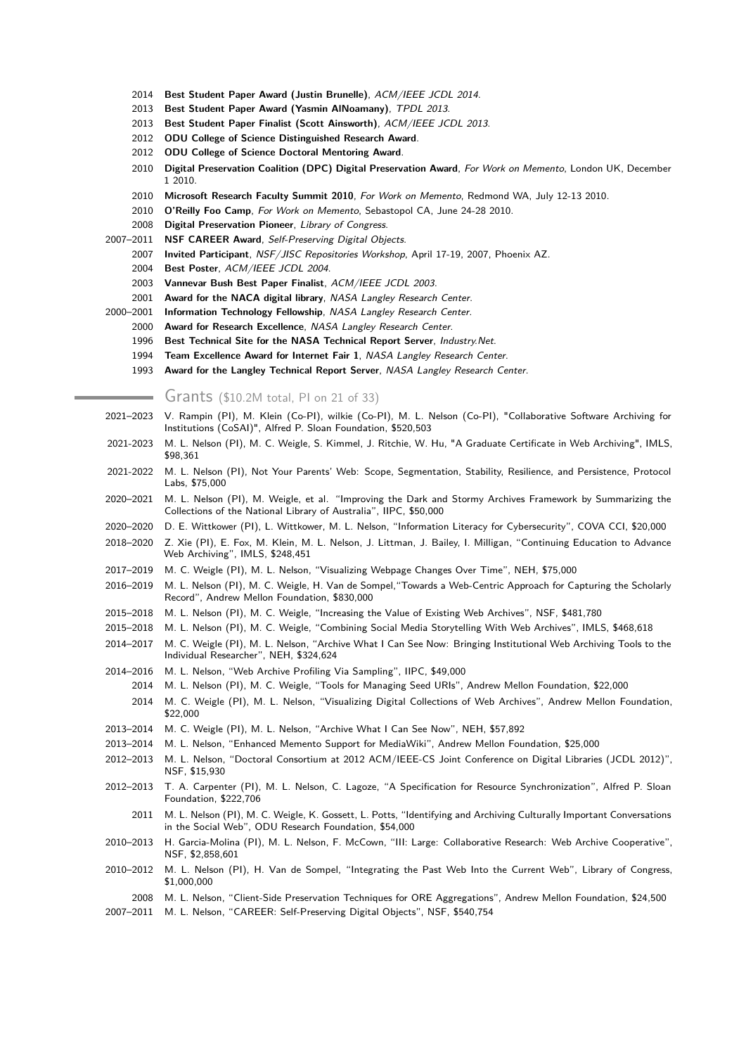- 2014 **Best Student Paper Award (Justin Brunelle)**, *ACM/IEEE JCDL 2014*.
- 2013 **Best Student Paper Award (Yasmin AlNoamany)**, *TPDL 2013*.
- 2013 **Best Student Paper Finalist (Scott Ainsworth)**, *ACM/IEEE JCDL 2013*.
- 2012 **ODU College of Science Distinguished Research Award**.
- 2012 **ODU College of Science Doctoral Mentoring Award**.
- 2010 **Digital Preservation Coalition (DPC) Digital Preservation Award**, *For Work on Memento*, London UK, December 1 2010.
- 2010 **Microsoft Research Faculty Summit 2010**, *For Work on Memento*, Redmond WA, July 12-13 2010.
- 2010 **O'Reilly Foo Camp**, *For Work on Memento*, Sebastopol CA, June 24-28 2010.
- 2008 **Digital Preservation Pioneer**, *Library of Congress*.
- 2007–2011 **NSF CAREER Award**, *Self-Preserving Digital Objects*.
- 2007 **Invited Participant**, *NSF/JISC Repositories Workshop*, April 17-19, 2007, Phoenix AZ.
- 2004 **Best Poster**, *ACM/IEEE JCDL 2004*.
- 2003 **Vannevar Bush Best Paper Finalist**, *ACM/IEEE JCDL 2003*.
- 2001 **Award for the NACA digital library**, *NASA Langley Research Center*.
- 2000–2001 **Information Technology Fellowship**, *NASA Langley Research Center*.
- 2000 **Award for Research Excellence**, *NASA Langley Research Center*.
- 1996 **Best Technical Site for the NASA Technical Report Server**, *Industry.Net*.
- 1994 **Team Excellence Award for Internet Fair 1**, *NASA Langley Research Center*.
- 1993 **Award for the Langley Technical Report Server**, *NASA Langley Research Center*.

## Grants ($10.2M total, PI on 21 of 33)

- 2021–2023 V. Rampin (PI), M. Klein (Co-PI), wilkie (Co-PI), M. L. Nelson (Co-PI), "Collaborative Software Archiving for Institutions (CoSAI)", Alfred P. Sloan Foundation, $520,503
- 2021-2023 M. L. Nelson (PI), M. C. Weigle, S. Kimmel, J. Ritchie, W. Hu, "A Graduate Certificate in Web Archiving", IMLS, $98,361
- 2021-2022 M. L. Nelson (PI), Not Your Parents' Web: Scope, Segmentation, Stability, Resilience, and Persistence, Protocol Labs, $75,000
- 2020–2021 M. L. Nelson (PI), M. Weigle, et al. "Improving the Dark and Stormy Archives Framework by Summarizing the Collections of the National Library of Australia", IIPC, $50,000
- 2020–2020 D. E. Wittkower (PI), L. Wittkower, M. L. Nelson, "Information Literacy for Cybersecurity", COVA CCI, $20,000
- 2018–2020 Z. Xie (PI), E. Fox, M. Klein, M. L. Nelson, J. Littman, J. Bailey, I. Milligan, "Continuing Education to Advance Web Archiving", IMLS, $248,451
- 2017–2019 M. C. Weigle (PI), M. L. Nelson, "Visualizing Webpage Changes Over Time", NEH, $75,000
- 2016–2019 M. L. Nelson (PI), M. C. Weigle, H. Van de Sompel,"Towards a Web-Centric Approach for Capturing the Scholarly Record", Andrew Mellon Foundation, $830,000
- 2015–2018 M. L. Nelson (PI), M. C. Weigle, "Increasing the Value of Existing Web Archives", NSF, $481,780
- 2015–2018 M. L. Nelson (PI), M. C. Weigle, "Combining Social Media Storytelling With Web Archives", IMLS, $468,618
- 2014–2017 M. C. Weigle (PI), M. L. Nelson, "Archive What I Can See Now: Bringing Institutional Web Archiving Tools to the Individual Researcher", NEH, $324,624
- 2014–2016 M. L. Nelson, "Web Archive Profiling Via Sampling", IIPC, $49,000
- 2014 M. L. Nelson (PI), M. C. Weigle, "Tools for Managing Seed URIs", Andrew Mellon Foundation, $22,000
- 2014 M. C. Weigle (PI), M. L. Nelson, "Visualizing Digital Collections of Web Archives", Andrew Mellon Foundation, $22,000
- 2013–2014 M. C. Weigle (PI), M. L. Nelson, "Archive What I Can See Now", NEH, $57,892
- 2013–2014 M. L. Nelson, "Enhanced Memento Support for MediaWiki", Andrew Mellon Foundation, $25,000
- 2012–2013 M. L. Nelson, "Doctoral Consortium at 2012 ACM/IEEE-CS Joint Conference on Digital Libraries (JCDL 2012)", NSF, $15,930
- 2012–2013 T. A. Carpenter (PI), M. L. Nelson, C. Lagoze, "A Specification for Resource Synchronization", Alfred P. Sloan Foundation, $222,706
- 2011 M. L. Nelson (PI), M. C. Weigle, K. Gossett, L. Potts, "Identifying and Archiving Culturally Important Conversations in the Social Web", ODU Research Foundation, $54,000
- 2010–2013 H. Garcia-Molina (PI), M. L. Nelson, F. McCown, "III: Large: Collaborative Research: Web Archive Cooperative", NSF, $2,858,601
- 2010–2012 M. L. Nelson (PI), H. Van de Sompel, "Integrating the Past Web Into the Current Web", Library of Congress, $1,000,000
- 2008 M. L. Nelson, "Client-Side Preservation Techniques for ORE Aggregations", Andrew Mellon Foundation, $24,500
- 2007–2011 M. L. Nelson, "CAREER: Self-Preserving Digital Objects", NSF, $540,754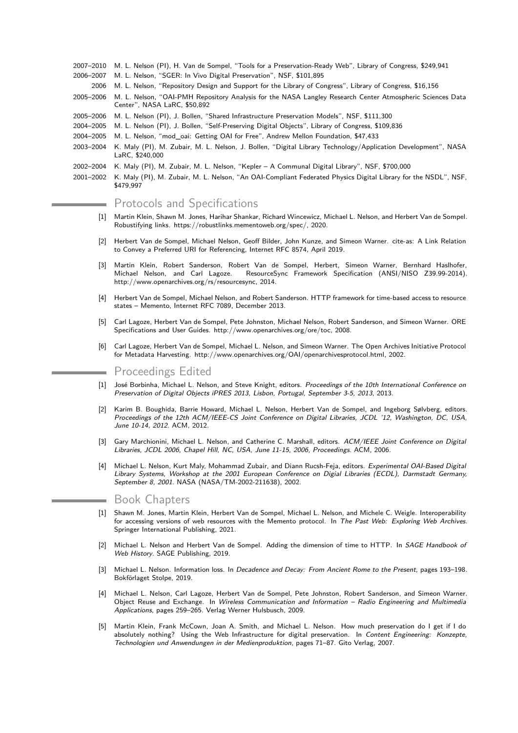2007–2010 M. L. Nelson (PI), H. Van de Sompel, "Tools for a Preservation-Ready Web", Library of Congress, $249,941

2006–2007 M. L. Nelson, "SGER: In Vivo Digital Preservation", NSF, $101,895

2006 M. L. Nelson, "Repository Design and Support for the Library of Congress", Library of Congress, $16,156

2005–2006 M. L. Nelson, "OAI-PMH Repository Analysis for the NASA Langley Research Center Atmospheric Sciences Data Center", NASA LaRC, $50,892

2005–2006 M. L. Nelson (PI), J. Bollen, "Shared Infrastructure Preservation Models", NSF, $111,300

2004–2005 M. L. Nelson (PI), J. Bollen, "Self-Preserving Digital Objects", Library of Congress, $109,836

2004–2005 M. L. Nelson, "mod_oai: Getting OAI for Free", Andrew Mellon Foundation, $47,433

2003–2004 K. Maly (PI), M. Zubair, M. L. Nelson, J. Bollen, "Digital Library Technology/Application Development", NASA LaRC, $240,000

2002–2004 K. Maly (PI), M. Zubair, M. L. Nelson, "Kepler – A Communal Digital Library", NSF, $700,000

2001–2002 K. Maly (PI), M. Zubair, M. L. Nelson, "An OAI-Compliant Federated Physics Digital Library for the NSDL", NSF, $479,997

## Protocols and Specifications

[1] Martin Klein, Shawn M. Jones, Harihar Shankar, Richard Wincewicz, Michael L. Nelson, and Herbert Van de Sompel. Robustifying links. https://robustlinks.mementoweb.org/spec/, 2020.

[2] Herbert Van de Sompel, Michael Nelson, Geoff Bilder, John Kunze, and Simeon Warner. cite-as: A Link Relation to Convey a Preferred URI for Referencing, Internet RFC 8574, April 2019.

[3] Martin Klein, Robert Sanderson, Robert Van de Sompel, Herbert, Simeon Warner, Bernhard Haslhofer, Michael Nelson, and Carl Lagoze. ResourceSync Framework Specification (ANSI/NISO Z39.99-2014). http://www.openarchives.org/rs/resourcesync, 2014.

[4] Herbert Van de Sompel, Michael Nelson, and Robert Sanderson. HTTP framework for time-based access to resource states – Memento, Internet RFC 7089, December 2013.

[5] Carl Lagoze, Herbert Van de Sompel, Pete Johnston, Michael Nelson, Robert Sanderson, and Simeon Warner. ORE Specifications and User Guides. http://www.openarchives.org/ore/toc, 2008.

[6] Carl Lagoze, Herbert Van de Sompel, Michael L. Nelson, and Simeon Warner. The Open Archives Initiative Protocol for Metadata Harvesting. http://www.openarchives.org/OAI/openarchivesprotocol.html, 2002.

## Proceedings Edited

[1] José Borbinha, Michael L. Nelson, and Steve Knight, editors. *Proceedings of the 10th International Conference on Preservation of Digital Objects iPRES 2013, Lisbon, Portugal, September 3-5, 2013*, 2013.

[2] Karim B. Boughida, Barrie Howard, Michael L. Nelson, Herbert Van de Sompel, and Ingeborg Sølvberg, editors. *Proceedings of the 12th ACM/IEEE-CS Joint Conference on Digital Libraries, JCDL '12, Washington, DC, USA, June 10-14, 2012*. ACM, 2012.

[3] Gary Marchionini, Michael L. Nelson, and Catherine C. Marshall, editors. *ACM/IEEE Joint Conference on Digital Libraries, JCDL 2006, Chapel Hill, NC, USA, June 11-15, 2006, Proceedings*. ACM, 2006.

[4] Michael L. Nelson, Kurt Maly, Mohammad Zubair, and Diann Rucsh-Feja, editors. *Experimental OAI-Based Digital Library Systems, Workshop at the 2001 European Conference on Digial Libraries (ECDL), Darmstadt Germany, September 8, 2001*. NASA (NASA/TM-2002-211638), 2002.

## Book Chapters

[1] Shawn M. Jones, Martin Klein, Herbert Van de Sompel, Michael L. Nelson, and Michele C. Weigle. Interoperability for accessing versions of web resources with the Memento protocol. In *The Past Web: Exploring Web Archives*. Springer International Publishing, 2021.

[2] Michael L. Nelson and Herbert Van de Sompel. Adding the dimension of time to HTTP. In *SAGE Handbook of Web History*. SAGE Publishing, 2019.

[3] Michael L. Nelson. Information loss. In *Decadence and Decay: From Ancient Rome to the Present*, pages 193–198. Bokförlaget Stolpe, 2019.

[4] Michael L. Nelson, Carl Lagoze, Herbert Van de Sompel, Pete Johnston, Robert Sanderson, and Simeon Warner. Object Reuse and Exchange. In *Wireless Communication and Information – Radio Engineering and Multimedia Applications*, pages 259–265. Verlag Werner Hulsbusch, 2009.

[5] Martin Klein, Frank McCown, Joan A. Smith, and Michael L. Nelson. How much preservation do I get if I do absolutely nothing? Using the Web Infrastructure for digital preservation. In *Content Engineering: Konzepte, Technologien und Anwendungen in der Medienproduktion*, pages 71–87. Gito Verlag, 2007.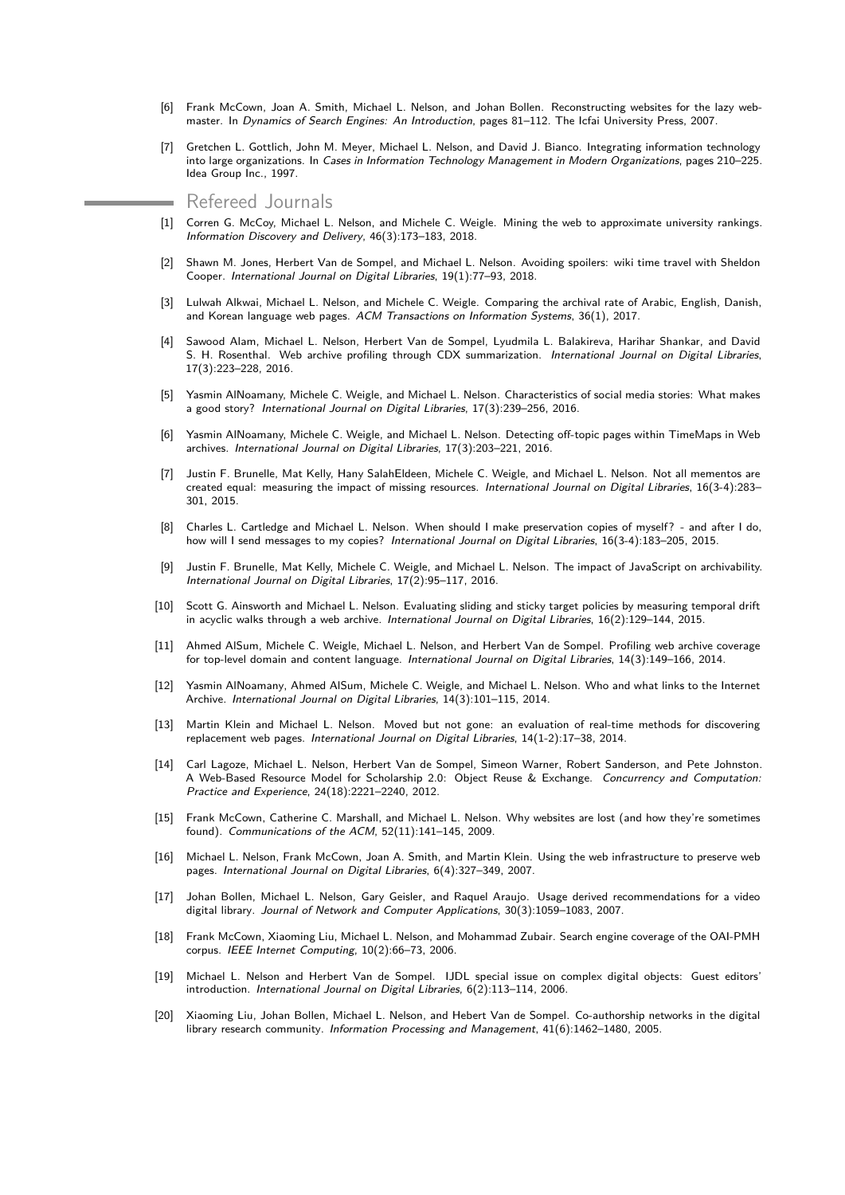[6] Frank McCown, Joan A. Smith, Michael L. Nelson, and Johan Bollen. Reconstructing websites for the lazy webmaster. In *Dynamics of Search Engines: An Introduction*, pages 81–112. The Icfai University Press, 2007.

[7] Gretchen L. Gottlich, John M. Meyer, Michael L. Nelson, and David J. Bianco. Integrating information technology into large organizations. In *Cases in Information Technology Management in Modern Organizations*, pages 210–225. Idea Group Inc., 1997.

## Refereed Journals

[1] Corren G. McCoy, Michael L. Nelson, and Michele C. Weigle. Mining the web to approximate university rankings. *Information Discovery and Delivery*, 46(3):173–183, 2018.

[2] Shawn M. Jones, Herbert Van de Sompel, and Michael L. Nelson. Avoiding spoilers: wiki time travel with Sheldon Cooper. *International Journal on Digital Libraries*, 19(1):77–93, 2018.

[3] Lulwah Alkwai, Michael L. Nelson, and Michele C. Weigle. Comparing the archival rate of Arabic, English, Danish, and Korean language web pages. *ACM Transactions on Information Systems*, 36(1), 2017.

[4] Sawood Alam, Michael L. Nelson, Herbert Van de Sompel, Lyudmila L. Balakireva, Harihar Shankar, and David S. H. Rosenthal. Web archive profiling through CDX summarization. *International Journal on Digital Libraries*, 17(3):223–228, 2016.

[5] Yasmin AlNoamany, Michele C. Weigle, and Michael L. Nelson. Characteristics of social media stories: What makes a good story? *International Journal on Digital Libraries*, 17(3):239–256, 2016.

[6] Yasmin AlNoamany, Michele C. Weigle, and Michael L. Nelson. Detecting off-topic pages within TimeMaps in Web archives. *International Journal on Digital Libraries*, 17(3):203–221, 2016.

[7] Justin F. Brunelle, Mat Kelly, Hany SalahEldeen, Michele C. Weigle, and Michael L. Nelson. Not all mementos are created equal: measuring the impact of missing resources. *International Journal on Digital Libraries*, 16(3-4):283–301, 2015.

[8] Charles L. Cartledge and Michael L. Nelson. When should I make preservation copies of myself? - and after I do, how will I send messages to my copies? *International Journal on Digital Libraries*, 16(3-4):183–205, 2015.

[9] Justin F. Brunelle, Mat Kelly, Michele C. Weigle, and Michael L. Nelson. The impact of JavaScript on archivability. *International Journal on Digital Libraries*, 17(2):95–117, 2016.

[10] Scott G. Ainsworth and Michael L. Nelson. Evaluating sliding and sticky target policies by measuring temporal drift in acyclic walks through a web archive. *International Journal on Digital Libraries*, 16(2):129–144, 2015.

[11] Ahmed AlSum, Michele C. Weigle, Michael L. Nelson, and Herbert Van de Sompel. Profiling web archive coverage for top-level domain and content language. *International Journal on Digital Libraries*, 14(3):149–166, 2014.

[12] Yasmin AlNoamany, Ahmed AlSum, Michele C. Weigle, and Michael L. Nelson. Who and what links to the Internet Archive. *International Journal on Digital Libraries*, 14(3):101–115, 2014.

[13] Martin Klein and Michael L. Nelson. Moved but not gone: an evaluation of real-time methods for discovering replacement web pages. *International Journal on Digital Libraries*, 14(1-2):17–38, 2014.

[14] Carl Lagoze, Michael L. Nelson, Herbert Van de Sompel, Simeon Warner, Robert Sanderson, and Pete Johnston. A Web-Based Resource Model for Scholarship 2.0: Object Reuse & Exchange. *Concurrency and Computation: Practice and Experience*, 24(18):2221–2240, 2012.

[15] Frank McCown, Catherine C. Marshall, and Michael L. Nelson. Why websites are lost (and how they're sometimes found). *Communications of the ACM*, 52(11):141–145, 2009.

[16] Michael L. Nelson, Frank McCown, Joan A. Smith, and Martin Klein. Using the web infrastructure to preserve web pages. *International Journal on Digital Libraries*, 6(4):327–349, 2007.

[17] Johan Bollen, Michael L. Nelson, Gary Geisler, and Raquel Araujo. Usage derived recommendations for a video digital library. *Journal of Network and Computer Applications*, 30(3):1059–1083, 2007.

[18] Frank McCown, Xiaoming Liu, Michael L. Nelson, and Mohammad Zubair. Search engine coverage of the OAI-PMH corpus. *IEEE Internet Computing*, 10(2):66–73, 2006.

[19] Michael L. Nelson and Herbert Van de Sompel. IJDL special issue on complex digital objects: Guest editors' introduction. *International Journal on Digital Libraries*, 6(2):113–114, 2006.

[20] Xiaoming Liu, Johan Bollen, Michael L. Nelson, and Hebert Van de Sompel. Co-authorship networks in the digital library research community. *Information Processing and Management*, 41(6):1462–1480, 2005.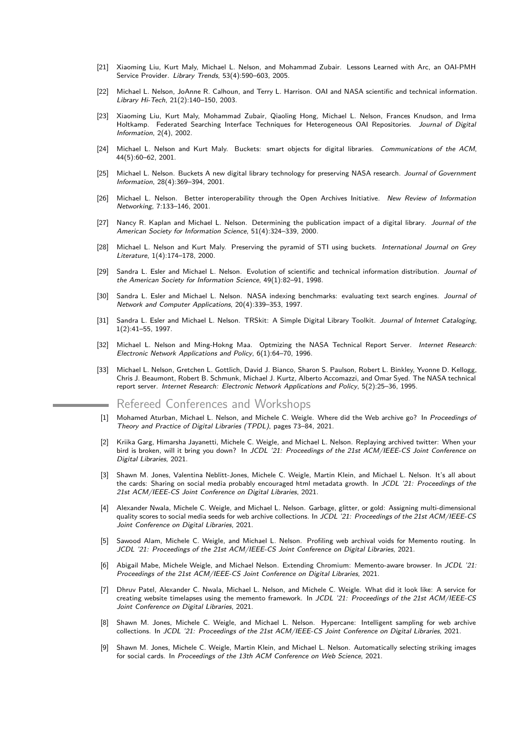[21] Xiaoming Liu, Kurt Maly, Michael L. Nelson, and Mohammad Zubair. Lessons Learned with Arc, an OAI-PMH Service Provider. *Library Trends*, 53(4):590–603, 2005.

[22] Michael L. Nelson, JoAnne R. Calhoun, and Terry L. Harrison. OAI and NASA scientific and technical information. *Library Hi-Tech*, 21(2):140–150, 2003.

[23] Xiaoming Liu, Kurt Maly, Mohammad Zubair, Qiaoling Hong, Michael L. Nelson, Frances Knudson, and Irma Holtkamp. Federated Searching Interface Techniques for Heterogeneous OAI Repositories. *Journal of Digital Information*, 2(4), 2002.

[24] Michael L. Nelson and Kurt Maly. Buckets: smart objects for digital libraries. *Communications of the ACM*, 44(5):60–62, 2001.

[25] Michael L. Nelson. Buckets A new digital library technology for preserving NASA research. *Journal of Government Information*, 28(4):369–394, 2001.

[26] Michael L. Nelson. Better interoperability through the Open Archives Initiative. *New Review of Information Networking*, 7:133–146, 2001.

[27] Nancy R. Kaplan and Michael L. Nelson. Determining the publication impact of a digital library. *Journal of the American Society for Information Science*, 51(4):324–339, 2000.

[28] Michael L. Nelson and Kurt Maly. Preserving the pyramid of STI using buckets. *International Journal on Grey Literature*, 1(4):174–178, 2000.

[29] Sandra L. Esler and Michael L. Nelson. Evolution of scientific and technical information distribution. *Journal of the American Society for Information Science*, 49(1):82–91, 1998.

[30] Sandra L. Esler and Michael L. Nelson. NASA indexing benchmarks: evaluating text search engines. *Journal of Network and Computer Applications*, 20(4):339–353, 1997.

[31] Sandra L. Esler and Michael L. Nelson. TRSkit: A Simple Digital Library Toolkit. *Journal of Internet Cataloging*, 1(2):41–55, 1997.

[32] Michael L. Nelson and Ming-Hokng Maa. Optmizing the NASA Technical Report Server. *Internet Research: Electronic Network Applications and Policy*, 6(1):64–70, 1996.

[33] Michael L. Nelson, Gretchen L. Gottlich, David J. Bianco, Sharon S. Paulson, Robert L. Binkley, Yvonne D. Kellogg, Chris J. Beaumont, Robert B. Schmunk, Michael J. Kurtz, Alberto Accomazzi, and Omar Syed. The NASA technical report server. *Internet Research: Electronic Network Applications and Policy*, 5(2):25–36, 1995.

## Refereed Conferences and Workshops

[1] Mohamed Aturban, Michael L. Nelson, and Michele C. Weigle. Where did the Web archive go? In *Proceedings of Theory and Practice of Digital Libraries (TPDL)*, pages 73–84, 2021.

[2] Kriika Garg, Himarsha Jayanetti, Michele C. Weigle, and Michael L. Nelson. Replaying archived twitter: When your bird is broken, will it bring you down? In *JCDL '21: Proceedings of the 21st ACM/IEEE-CS Joint Conference on Digital Libraries*, 2021.

[3] Shawn M. Jones, Valentina Neblitt-Jones, Michele C. Weigle, Martin Klein, and Michael L. Nelson. It's all about the cards: Sharing on social media probably encouraged html metadata growth. In *JCDL '21: Proceedings of the 21st ACM/IEEE-CS Joint Conference on Digital Libraries*, 2021.

[4] Alexander Nwala, Michele C. Weigle, and Michael L. Nelson. Garbage, glitter, or gold: Assigning multi-dimensional quality scores to social media seeds for web archive collections. In *JCDL '21: Proceedings of the 21st ACM/IEEE-CS Joint Conference on Digital Libraries*, 2021.

[5] Sawood Alam, Michele C. Weigle, and Michael L. Nelson. Profiling web archival voids for Memento routing. In *JCDL '21: Proceedings of the 21st ACM/IEEE-CS Joint Conference on Digital Libraries*, 2021.

[6] Abigail Mabe, Michele Weigle, and Michael Nelson. Extending Chromium: Memento-aware browser. In *JCDL '21: Proceedings of the 21st ACM/IEEE-CS Joint Conference on Digital Libraries*, 2021.

[7] Dhruv Patel, Alexander C. Nwala, Michael L. Nelson, and Michele C. Weigle. What did it look like: A service for creating website timelapses using the memento framework. In *JCDL '21: Proceedings of the 21st ACM/IEEE-CS Joint Conference on Digital Libraries*, 2021.

[8] Shawn M. Jones, Michele C. Weigle, and Michael L. Nelson. Hypercane: Intelligent sampling for web archive collections. In *JCDL '21: Proceedings of the 21st ACM/IEEE-CS Joint Conference on Digital Libraries*, 2021.

[9] Shawn M. Jones, Michele C. Weigle, Martin Klein, and Michael L. Nelson. Automatically selecting striking images for social cards. In *Proceedings of the 13th ACM Conference on Web Science*, 2021.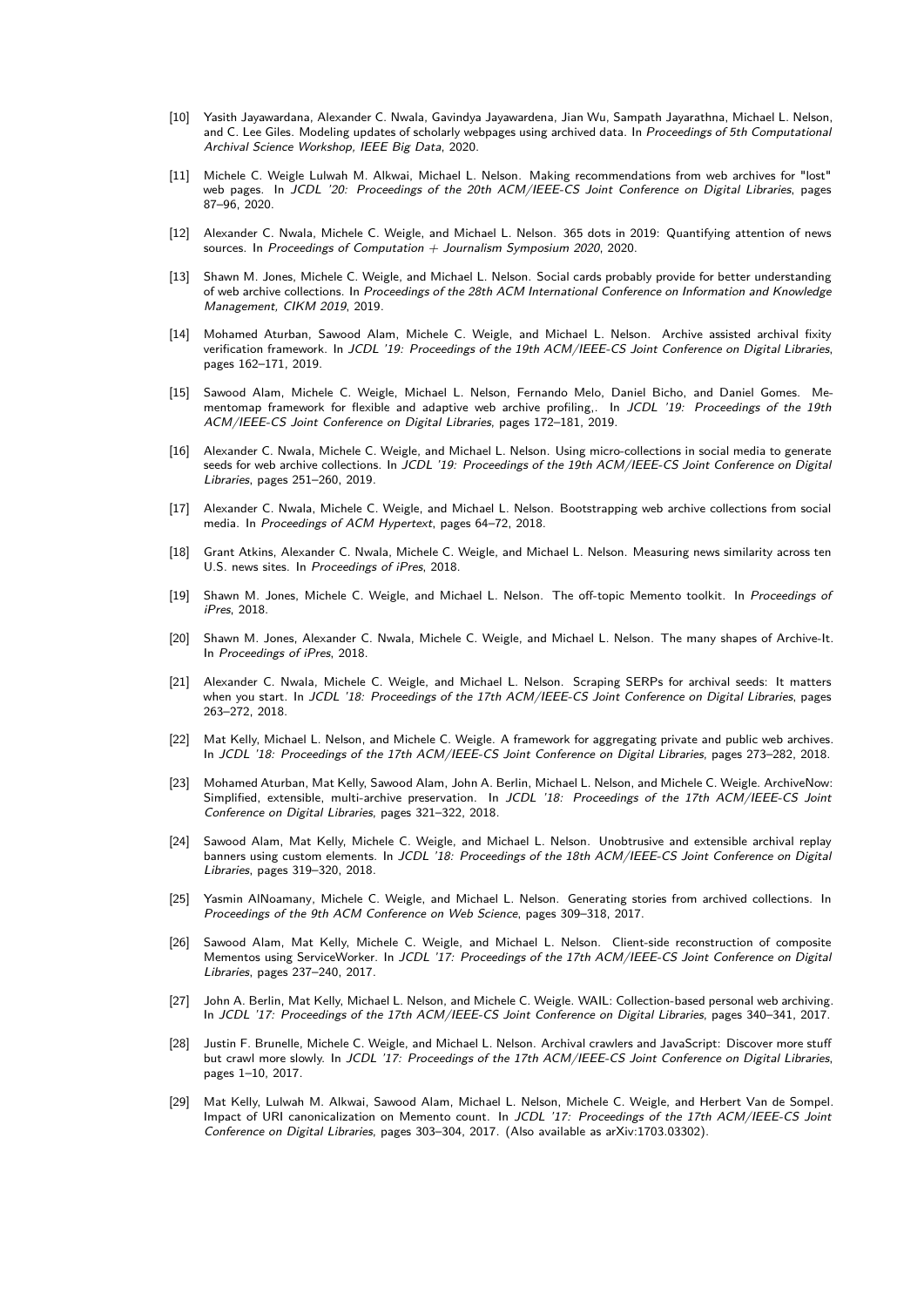[10] Yasith Jayawardana, Alexander C. Nwala, Gavindya Jayawardena, Jian Wu, Sampath Jayarathna, Michael L. Nelson, and C. Lee Giles. Modeling updates of scholarly webpages using archived data. In *Proceedings of 5th Computational Archival Science Workshop, IEEE Big Data*, 2020.

[11] Michele C. Weigle Lulwah M. Alkwai, Michael L. Nelson. Making recommendations from web archives for "lost" web pages. In *JCDL '20: Proceedings of the 20th ACM/IEEE-CS Joint Conference on Digital Libraries*, pages 87–96, 2020.

[12] Alexander C. Nwala, Michele C. Weigle, and Michael L. Nelson. 365 dots in 2019: Quantifying attention of news sources. In *Proceedings of Computation + Journalism Symposium 2020*, 2020.

[13] Shawn M. Jones, Michele C. Weigle, and Michael L. Nelson. Social cards probably provide for better understanding of web archive collections. In *Proceedings of the 28th ACM International Conference on Information and Knowledge Management, CIKM 2019*, 2019.

[14] Mohamed Aturban, Sawood Alam, Michele C. Weigle, and Michael L. Nelson. Archive assisted archival fixity verification framework. In *JCDL '19: Proceedings of the 19th ACM/IEEE-CS Joint Conference on Digital Libraries*, pages 162–171, 2019.

[15] Sawood Alam, Michele C. Weigle, Michael L. Nelson, Fernando Melo, Daniel Bicho, and Daniel Gomes. Mementomap framework for flexible and adaptive web archive profiling,. In *JCDL '19: Proceedings of the 19th ACM/IEEE-CS Joint Conference on Digital Libraries*, pages 172–181, 2019.

[16] Alexander C. Nwala, Michele C. Weigle, and Michael L. Nelson. Using micro-collections in social media to generate seeds for web archive collections. In *JCDL '19: Proceedings of the 19th ACM/IEEE-CS Joint Conference on Digital Libraries*, pages 251–260, 2019.

[17] Alexander C. Nwala, Michele C. Weigle, and Michael L. Nelson. Bootstrapping web archive collections from social media. In *Proceedings of ACM Hypertext*, pages 64–72, 2018.

[18] Grant Atkins, Alexander C. Nwala, Michele C. Weigle, and Michael L. Nelson. Measuring news similarity across ten U.S. news sites. In *Proceedings of iPres*, 2018.

[19] Shawn M. Jones, Michele C. Weigle, and Michael L. Nelson. The off-topic Memento toolkit. In *Proceedings of iPres*, 2018.

[20] Shawn M. Jones, Alexander C. Nwala, Michele C. Weigle, and Michael L. Nelson. The many shapes of Archive-It. In *Proceedings of iPres*, 2018.

[21] Alexander C. Nwala, Michele C. Weigle, and Michael L. Nelson. Scraping SERPs for archival seeds: It matters when you start. In *JCDL '18: Proceedings of the 17th ACM/IEEE-CS Joint Conference on Digital Libraries*, pages 263–272, 2018.

[22] Mat Kelly, Michael L. Nelson, and Michele C. Weigle. A framework for aggregating private and public web archives. In *JCDL '18: Proceedings of the 17th ACM/IEEE-CS Joint Conference on Digital Libraries*, pages 273–282, 2018.

[23] Mohamed Aturban, Mat Kelly, Sawood Alam, John A. Berlin, Michael L. Nelson, and Michele C. Weigle. ArchiveNow: Simplified, extensible, multi-archive preservation. In *JCDL '18: Proceedings of the 17th ACM/IEEE-CS Joint Conference on Digital Libraries*, pages 321–322, 2018.

[24] Sawood Alam, Mat Kelly, Michele C. Weigle, and Michael L. Nelson. Unobtrusive and extensible archival replay banners using custom elements. In *JCDL '18: Proceedings of the 18th ACM/IEEE-CS Joint Conference on Digital Libraries*, pages 319–320, 2018.

[25] Yasmin AlNoamany, Michele C. Weigle, and Michael L. Nelson. Generating stories from archived collections. In *Proceedings of the 9th ACM Conference on Web Science*, pages 309–318, 2017.

[26] Sawood Alam, Mat Kelly, Michele C. Weigle, and Michael L. Nelson. Client-side reconstruction of composite Mementos using ServiceWorker. In *JCDL '17: Proceedings of the 17th ACM/IEEE-CS Joint Conference on Digital Libraries*, pages 237–240, 2017.

[27] John A. Berlin, Mat Kelly, Michael L. Nelson, and Michele C. Weigle. WAIL: Collection-based personal web archiving. In *JCDL '17: Proceedings of the 17th ACM/IEEE-CS Joint Conference on Digital Libraries*, pages 340–341, 2017.

[28] Justin F. Brunelle, Michele C. Weigle, and Michael L. Nelson. Archival crawlers and JavaScript: Discover more stuff but crawl more slowly. In *JCDL '17: Proceedings of the 17th ACM/IEEE-CS Joint Conference on Digital Libraries*, pages 1–10, 2017.

[29] Mat Kelly, Lulwah M. Alkwai, Sawood Alam, Michael L. Nelson, Michele C. Weigle, and Herbert Van de Sompel. Impact of URI canonicalization on Memento count. In *JCDL '17: Proceedings of the 17th ACM/IEEE-CS Joint Conference on Digital Libraries*, pages 303–304, 2017. (Also available as arXiv:1703.03302).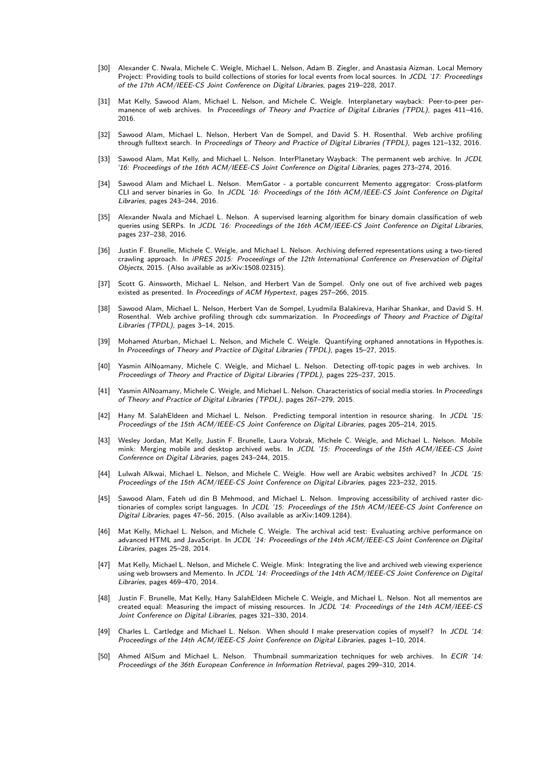[30] Alexander C. Nwala, Michele C. Weigle, Michael L. Nelson, Adam B. Ziegler, and Anastasia Aizman. Local Memory Project: Providing tools to build collections of stories for local events from local sources. In *JCDL '17: Proceedings of the 17th ACM/IEEE-CS Joint Conference on Digital Libraries*, pages 219–228, 2017.

[31] Mat Kelly, Sawood Alam, Michael L. Nelson, and Michele C. Weigle. Interplanetary wayback: Peer-to-peer permanence of web archives. In *Proceedings of Theory and Practice of Digital Libraries (TPDL)*, pages 411–416, 2016.

[32] Sawood Alam, Michael L. Nelson, Herbert Van de Sompel, and David S. H. Rosenthal. Web archive profiling through fulltext search. In *Proceedings of Theory and Practice of Digital Libraries (TPDL)*, pages 121–132, 2016.

[33] Sawood Alam, Mat Kelly, and Michael L. Nelson. InterPlanetary Wayback: The permanent web archive. In *JCDL '16: Proceedings of the 16th ACM/IEEE-CS Joint Conference on Digital Libraries*, pages 273–274, 2016.

[34] Sawood Alam and Michael L. Nelson. MemGator - a portable concurrent Memento aggregator: Cross-platform CLI and server binaries in Go. In *JCDL '16: Proceedings of the 16th ACM/IEEE-CS Joint Conference on Digital Libraries*, pages 243–244, 2016.

[35] Alexander Nwala and Michael L. Nelson. A supervised learning algorithm for binary domain classification of web queries using SERPs. In *JCDL '16: Proceedings of the 16th ACM/IEEE-CS Joint Conference on Digital Libraries*, pages 237–238, 2016.

[36] Justin F. Brunelle, Michele C. Weigle, and Michael L. Nelson. Archiving deferred representations using a two-tiered crawling approach. In *iPRES 2015: Proceedings of the 12th International Conference on Preservation of Digital Objects*, 2015. (Also available as arXiv:1508.02315).

[37] Scott G. Ainsworth, Michael L. Nelson, and Herbert Van de Sompel. Only one out of five archived web pages existed as presented. In *Proceedings of ACM Hypertext*, pages 257–266, 2015.

[38] Sawood Alam, Michael L. Nelson, Herbert Van de Sompel, Lyudmila Balakireva, Harihar Shankar, and David S. H. Rosenthal. Web archive profiling through cdx summarization. In *Proceedings of Theory and Practice of Digital Libraries (TPDL)*, pages 3–14, 2015.

[39] Mohamed Aturban, Michael L. Nelson, and Michele C. Weigle. Quantifying orphaned annotations in Hypothes.is. In *Proceedings of Theory and Practice of Digital Libraries (TPDL)*, pages 15–27, 2015.

[40] Yasmin AlNoamany, Michele C. Weigle, and Michael L. Nelson. Detecting off-topic pages in web archives. In *Proceedings of Theory and Practice of Digital Libraries (TPDL)*, pages 225–237, 2015.

[41] Yasmin AlNoamany, Michele C. Weigle, and Michael L. Nelson. Characteristics of social media stories. In *Proceedings of Theory and Practice of Digital Libraries (TPDL)*, pages 267–279, 2015.

[42] Hany M. SalahEldeen and Michael L. Nelson. Predicting temporal intention in resource sharing. In *JCDL '15: Proceedings of the 15th ACM/IEEE-CS Joint Conference on Digital Libraries*, pages 205–214, 2015.

[43] Wesley Jordan, Mat Kelly, Justin F. Brunelle, Laura Vobrak, Michele C. Weigle, and Michael L. Nelson. Mobile mink: Merging mobile and desktop archived webs. In *JCDL '15: Proceedings of the 15th ACM/IEEE-CS Joint Conference on Digital Libraries*, pages 243–244, 2015.

[44] Lulwah Alkwai, Michael L. Nelson, and Michele C. Weigle. How well are Arabic websites archived? In *JCDL '15: Proceedings of the 15th ACM/IEEE-CS Joint Conference on Digital Libraries*, pages 223–232, 2015.

[45] Sawood Alam, Fateh ud din B Mehmood, and Michael L. Nelson. Improving accessibility of archived raster dictionaries of complex script languages. In *JCDL '15: Proceedings of the 15th ACM/IEEE-CS Joint Conference on Digital Libraries*, pages 47–56, 2015. (Also available as arXiv:1409.1284).

[46] Mat Kelly, Michael L. Nelson, and Michele C. Weigle. The archival acid test: Evaluating archive performance on advanced HTML and JavaScript. In *JCDL '14: Proceedings of the 14th ACM/IEEE-CS Joint Conference on Digital Libraries*, pages 25–28, 2014.

[47] Mat Kelly, Michael L. Nelson, and Michele C. Weigle. Mink: Integrating the live and archived web viewing experience using web browsers and Memento. In *JCDL '14: Proceedings of the 14th ACM/IEEE-CS Joint Conference on Digital Libraries*, pages 469–470, 2014.

[48] Justin F. Brunelle, Mat Kelly, Hany SalahEldeen Michele C. Weigle, and Michael L. Nelson. Not all mementos are created equal: Measuring the impact of missing resources. In *JCDL '14: Proceedings of the 14th ACM/IEEE-CS Joint Conference on Digital Libraries*, pages 321–330, 2014.

[49] Charles L. Cartledge and Michael L. Nelson. When should I make preservation copies of myself? In *JCDL '14: Proceedings of the 14th ACM/IEEE-CS Joint Conference on Digital Libraries*, pages 1–10, 2014.

[50] Ahmed AlSum and Michael L. Nelson. Thumbnail summarization techniques for web archives. In *ECIR '14: Proceedings of the 36th European Conference in Information Retrieval*, pages 299–310, 2014.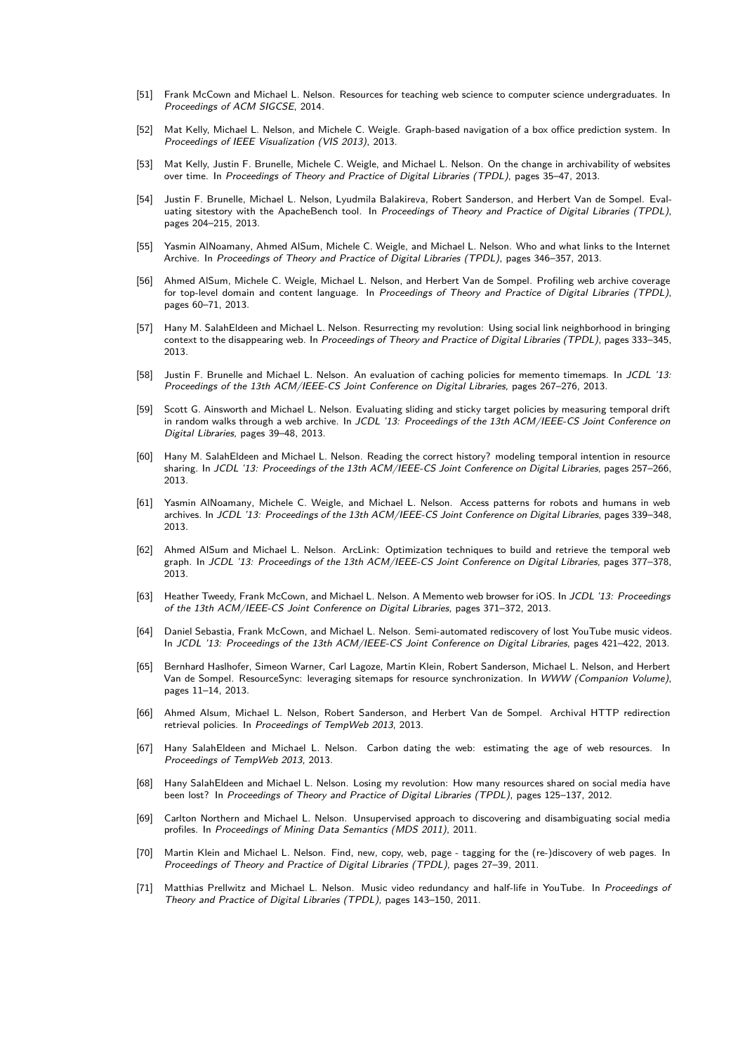[51] Frank McCown and Michael L. Nelson. Resources for teaching web science to computer science undergraduates. In *Proceedings of ACM SIGCSE*, 2014.

[52] Mat Kelly, Michael L. Nelson, and Michele C. Weigle. Graph-based navigation of a box office prediction system. In *Proceedings of IEEE Visualization (VIS 2013)*, 2013.

[53] Mat Kelly, Justin F. Brunelle, Michele C. Weigle, and Michael L. Nelson. On the change in archivability of websites over time. In *Proceedings of Theory and Practice of Digital Libraries (TPDL)*, pages 35–47, 2013.

[54] Justin F. Brunelle, Michael L. Nelson, Lyudmila Balakireva, Robert Sanderson, and Herbert Van de Sompel. Evaluating sitestory with the ApacheBench tool. In *Proceedings of Theory and Practice of Digital Libraries (TPDL)*, pages 204–215, 2013.

[55] Yasmin AlNoamany, Ahmed AlSum, Michele C. Weigle, and Michael L. Nelson. Who and what links to the Internet Archive. In *Proceedings of Theory and Practice of Digital Libraries (TPDL)*, pages 346–357, 2013.

[56] Ahmed AlSum, Michele C. Weigle, Michael L. Nelson, and Herbert Van de Sompel. Profiling web archive coverage for top-level domain and content language. In *Proceedings of Theory and Practice of Digital Libraries (TPDL)*, pages 60–71, 2013.

[57] Hany M. SalahEldeen and Michael L. Nelson. Resurrecting my revolution: Using social link neighborhood in bringing context to the disappearing web. In *Proceedings of Theory and Practice of Digital Libraries (TPDL)*, pages 333–345, 2013.

[58] Justin F. Brunelle and Michael L. Nelson. An evaluation of caching policies for memento timemaps. In *JCDL '13: Proceedings of the 13th ACM/IEEE-CS Joint Conference on Digital Libraries*, pages 267–276, 2013.

[59] Scott G. Ainsworth and Michael L. Nelson. Evaluating sliding and sticky target policies by measuring temporal drift in random walks through a web archive. In *JCDL '13: Proceedings of the 13th ACM/IEEE-CS Joint Conference on Digital Libraries*, pages 39–48, 2013.

[60] Hany M. SalahEldeen and Michael L. Nelson. Reading the correct history? modeling temporal intention in resource sharing. In *JCDL '13: Proceedings of the 13th ACM/IEEE-CS Joint Conference on Digital Libraries*, pages 257–266, 2013.

[61] Yasmin AlNoamany, Michele C. Weigle, and Michael L. Nelson. Access patterns for robots and humans in web archives. In *JCDL '13: Proceedings of the 13th ACM/IEEE-CS Joint Conference on Digital Libraries*, pages 339–348, 2013.

[62] Ahmed AlSum and Michael L. Nelson. ArcLink: Optimization techniques to build and retrieve the temporal web graph. In *JCDL '13: Proceedings of the 13th ACM/IEEE-CS Joint Conference on Digital Libraries*, pages 377–378, 2013.

[63] Heather Tweedy, Frank McCown, and Michael L. Nelson. A Memento web browser for iOS. In *JCDL '13: Proceedings of the 13th ACM/IEEE-CS Joint Conference on Digital Libraries*, pages 371–372, 2013.

[64] Daniel Sebastia, Frank McCown, and Michael L. Nelson. Semi-automated rediscovery of lost YouTube music videos. In *JCDL '13: Proceedings of the 13th ACM/IEEE-CS Joint Conference on Digital Libraries*, pages 421–422, 2013.

[65] Bernhard Haslhofer, Simeon Warner, Carl Lagoze, Martin Klein, Robert Sanderson, Michael L. Nelson, and Herbert Van de Sompel. ResourceSync: leveraging sitemaps for resource synchronization. In *WWW (Companion Volume)*, pages 11–14, 2013.

[66] Ahmed Alsum, Michael L. Nelson, Robert Sanderson, and Herbert Van de Sompel. Archival HTTP redirection retrieval policies. In *Proceedings of TempWeb 2013*, 2013.

[67] Hany SalahEldeen and Michael L. Nelson. Carbon dating the web: estimating the age of web resources. In *Proceedings of TempWeb 2013*, 2013.

[68] Hany SalahEldeen and Michael L. Nelson. Losing my revolution: How many resources shared on social media have been lost? In *Proceedings of Theory and Practice of Digital Libraries (TPDL)*, pages 125–137, 2012.

[69] Carlton Northern and Michael L. Nelson. Unsupervised approach to discovering and disambiguating social media profiles. In *Proceedings of Mining Data Semantics (MDS 2011)*, 2011.

[70] Martin Klein and Michael L. Nelson. Find, new, copy, web, page - tagging for the (re-)discovery of web pages. In *Proceedings of Theory and Practice of Digital Libraries (TPDL)*, pages 27–39, 2011.

[71] Matthias Prellwitz and Michael L. Nelson. Music video redundancy and half-life in YouTube. In *Proceedings of Theory and Practice of Digital Libraries (TPDL)*, pages 143–150, 2011.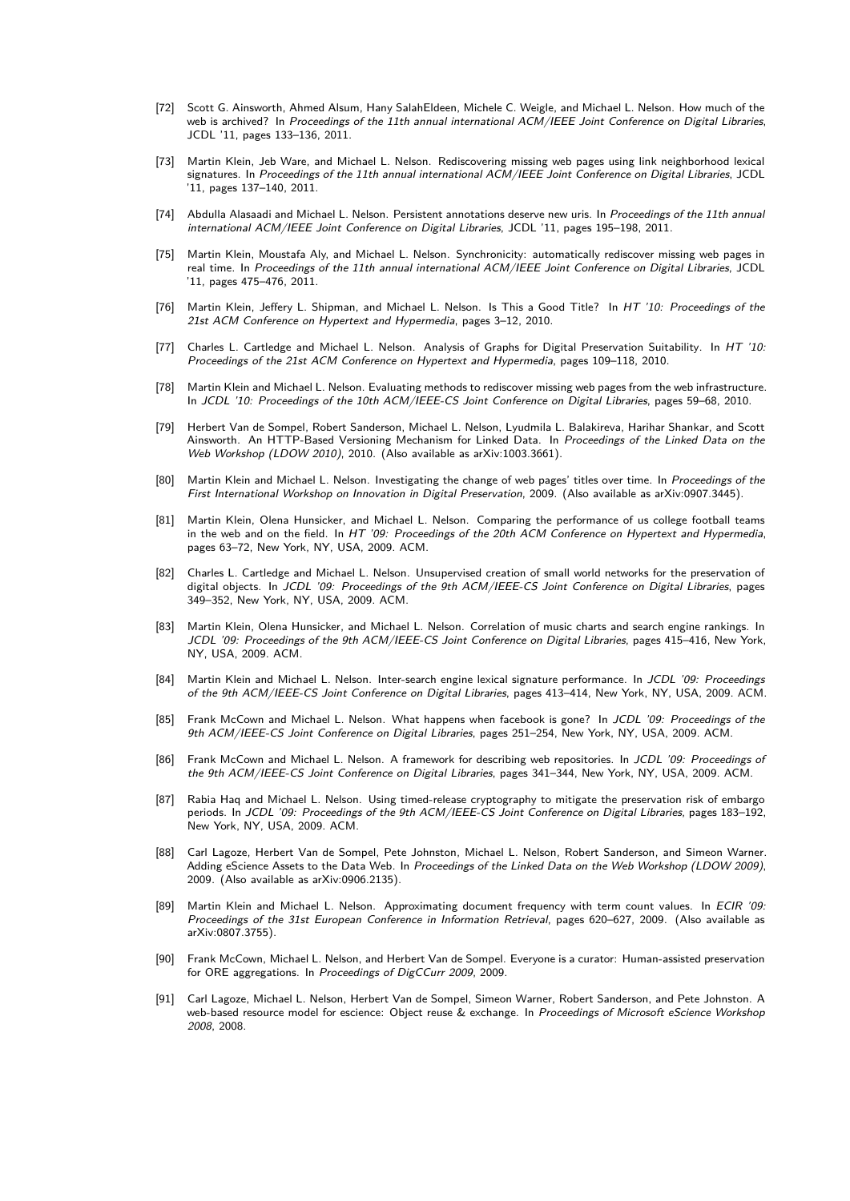[72] Scott G. Ainsworth, Ahmed Alsum, Hany SalahEldeen, Michele C. Weigle, and Michael L. Nelson. How much of the web is archived? In *Proceedings of the 11th annual international ACM/IEEE Joint Conference on Digital Libraries*, JCDL '11, pages 133–136, 2011.

[73] Martin Klein, Jeb Ware, and Michael L. Nelson. Rediscovering missing web pages using link neighborhood lexical signatures. In *Proceedings of the 11th annual international ACM/IEEE Joint Conference on Digital Libraries*, JCDL '11, pages 137–140, 2011.

[74] Abdulla Alasaadi and Michael L. Nelson. Persistent annotations deserve new uris. In *Proceedings of the 11th annual international ACM/IEEE Joint Conference on Digital Libraries*, JCDL '11, pages 195–198, 2011.

[75] Martin Klein, Moustafa Aly, and Michael L. Nelson. Synchronicity: automatically rediscover missing web pages in real time. In *Proceedings of the 11th annual international ACM/IEEE Joint Conference on Digital Libraries*, JCDL '11, pages 475–476, 2011.

[76] Martin Klein, Jeffery L. Shipman, and Michael L. Nelson. Is This a Good Title? In *HT '10: Proceedings of the 21st ACM Conference on Hypertext and Hypermedia*, pages 3–12, 2010.

[77] Charles L. Cartledge and Michael L. Nelson. Analysis of Graphs for Digital Preservation Suitability. In *HT '10: Proceedings of the 21st ACM Conference on Hypertext and Hypermedia*, pages 109–118, 2010.

[78] Martin Klein and Michael L. Nelson. Evaluating methods to rediscover missing web pages from the web infrastructure. In *JCDL '10: Proceedings of the 10th ACM/IEEE-CS Joint Conference on Digital Libraries*, pages 59–68, 2010.

[79] Herbert Van de Sompel, Robert Sanderson, Michael L. Nelson, Lyudmila L. Balakireva, Harihar Shankar, and Scott Ainsworth. An HTTP-Based Versioning Mechanism for Linked Data. In *Proceedings of the Linked Data on the Web Workshop (LDOW 2010)*, 2010. (Also available as arXiv:1003.3661).

[80] Martin Klein and Michael L. Nelson. Investigating the change of web pages' titles over time. In *Proceedings of the First International Workshop on Innovation in Digital Preservation*, 2009. (Also available as arXiv:0907.3445).

[81] Martin Klein, Olena Hunsicker, and Michael L. Nelson. Comparing the performance of us college football teams in the web and on the field. In *HT '09: Proceedings of the 20th ACM Conference on Hypertext and Hypermedia*, pages 63–72, New York, NY, USA, 2009. ACM.

[82] Charles L. Cartledge and Michael L. Nelson. Unsupervised creation of small world networks for the preservation of digital objects. In *JCDL '09: Proceedings of the 9th ACM/IEEE-CS Joint Conference on Digital Libraries*, pages 349–352, New York, NY, USA, 2009. ACM.

[83] Martin Klein, Olena Hunsicker, and Michael L. Nelson. Correlation of music charts and search engine rankings. In *JCDL '09: Proceedings of the 9th ACM/IEEE-CS Joint Conference on Digital Libraries*, pages 415–416, New York, NY, USA, 2009. ACM.

[84] Martin Klein and Michael L. Nelson. Inter-search engine lexical signature performance. In *JCDL '09: Proceedings of the 9th ACM/IEEE-CS Joint Conference on Digital Libraries*, pages 413–414, New York, NY, USA, 2009. ACM.

[85] Frank McCown and Michael L. Nelson. What happens when facebook is gone? In *JCDL '09: Proceedings of the 9th ACM/IEEE-CS Joint Conference on Digital Libraries*, pages 251–254, New York, NY, USA, 2009. ACM.

[86] Frank McCown and Michael L. Nelson. A framework for describing web repositories. In *JCDL '09: Proceedings of the 9th ACM/IEEE-CS Joint Conference on Digital Libraries*, pages 341–344, New York, NY, USA, 2009. ACM.

[87] Rabia Haq and Michael L. Nelson. Using timed-release cryptography to mitigate the preservation risk of embargo periods. In *JCDL '09: Proceedings of the 9th ACM/IEEE-CS Joint Conference on Digital Libraries*, pages 183–192, New York, NY, USA, 2009. ACM.

[88] Carl Lagoze, Herbert Van de Sompel, Pete Johnston, Michael L. Nelson, Robert Sanderson, and Simeon Warner. Adding eScience Assets to the Data Web. In *Proceedings of the Linked Data on the Web Workshop (LDOW 2009)*, 2009. (Also available as arXiv:0906.2135).

[89] Martin Klein and Michael L. Nelson. Approximating document frequency with term count values. In *ECIR '09: Proceedings of the 31st European Conference in Information Retrieval*, pages 620–627, 2009. (Also available as arXiv:0807.3755).

[90] Frank McCown, Michael L. Nelson, and Herbert Van de Sompel. Everyone is a curator: Human-assisted preservation for ORE aggregations. In *Proceedings of DigCCurr 2009*, 2009.

[91] Carl Lagoze, Michael L. Nelson, Herbert Van de Sompel, Simeon Warner, Robert Sanderson, and Pete Johnston. A web-based resource model for escience: Object reuse & exchange. In *Proceedings of Microsoft eScience Workshop 2008*, 2008.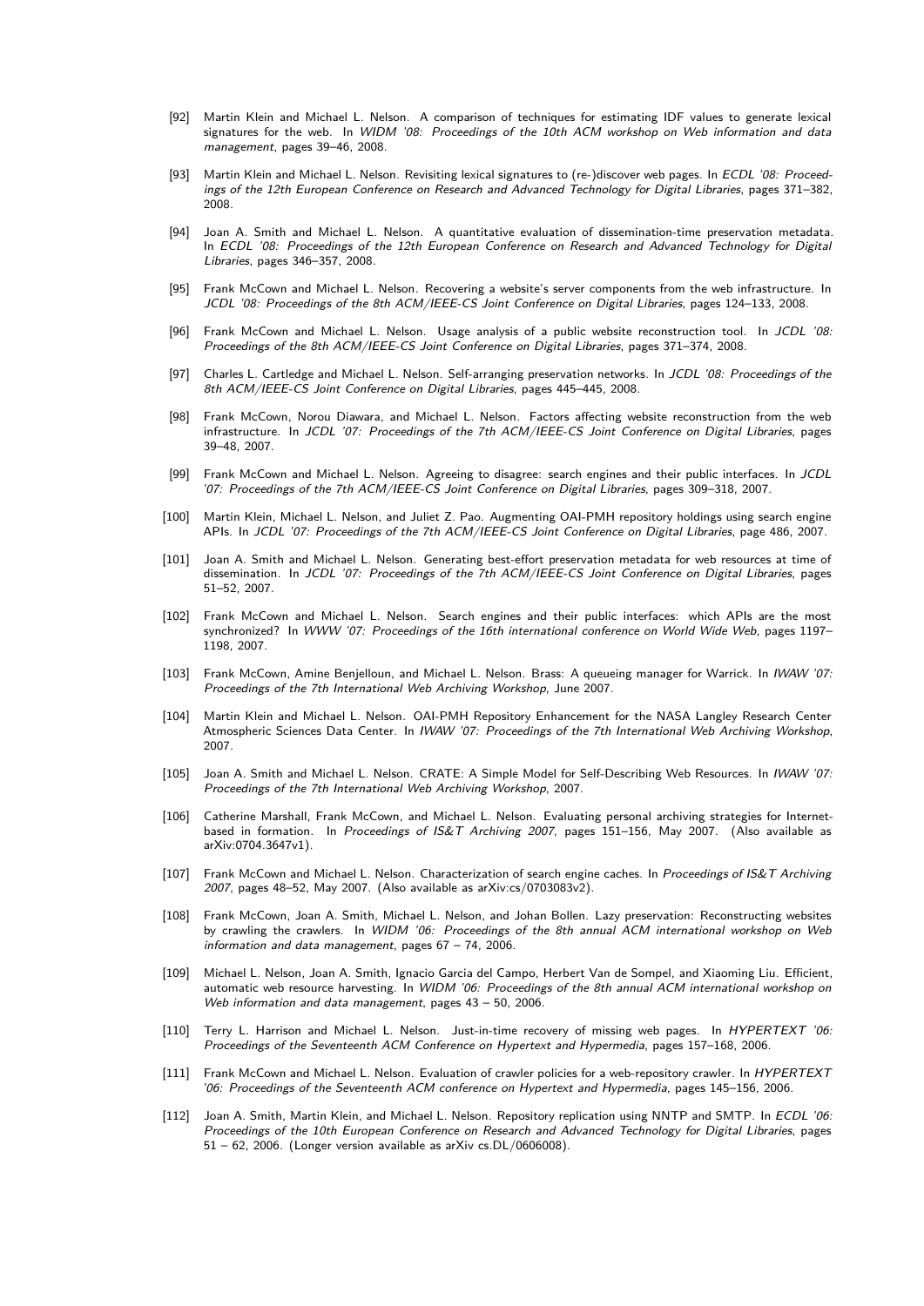[92] Martin Klein and Michael L. Nelson. A comparison of techniques for estimating IDF values to generate lexical signatures for the web. In *WIDM '08: Proceedings of the 10th ACM workshop on Web information and data management*, pages 39–46, 2008.

[93] Martin Klein and Michael L. Nelson. Revisiting lexical signatures to (re-)discover web pages. In *ECDL '08: Proceedings of the 12th European Conference on Research and Advanced Technology for Digital Libraries*, pages 371–382, 2008.

[94] Joan A. Smith and Michael L. Nelson. A quantitative evaluation of dissemination-time preservation metadata. In *ECDL '08: Proceedings of the 12th European Conference on Research and Advanced Technology for Digital Libraries*, pages 346–357, 2008.

[95] Frank McCown and Michael L. Nelson. Recovering a website's server components from the web infrastructure. In *JCDL '08: Proceedings of the 8th ACM/IEEE-CS Joint Conference on Digital Libraries*, pages 124–133, 2008.

[96] Frank McCown and Michael L. Nelson. Usage analysis of a public website reconstruction tool. In *JCDL '08: Proceedings of the 8th ACM/IEEE-CS Joint Conference on Digital Libraries*, pages 371–374, 2008.

[97] Charles L. Cartledge and Michael L. Nelson. Self-arranging preservation networks. In *JCDL '08: Proceedings of the 8th ACM/IEEE-CS Joint Conference on Digital Libraries*, pages 445–445, 2008.

[98] Frank McCown, Norou Diawara, and Michael L. Nelson. Factors affecting website reconstruction from the web infrastructure. In *JCDL '07: Proceedings of the 7th ACM/IEEE-CS Joint Conference on Digital Libraries*, pages 39–48, 2007.

[99] Frank McCown and Michael L. Nelson. Agreeing to disagree: search engines and their public interfaces. In *JCDL '07: Proceedings of the 7th ACM/IEEE-CS Joint Conference on Digital Libraries*, pages 309–318, 2007.

[100] Martin Klein, Michael L. Nelson, and Juliet Z. Pao. Augmenting OAI-PMH repository holdings using search engine APIs. In *JCDL '07: Proceedings of the 7th ACM/IEEE-CS Joint Conference on Digital Libraries*, page 486, 2007.

[101] Joan A. Smith and Michael L. Nelson. Generating best-effort preservation metadata for web resources at time of dissemination. In *JCDL '07: Proceedings of the 7th ACM/IEEE-CS Joint Conference on Digital Libraries*, pages 51–52, 2007.

[102] Frank McCown and Michael L. Nelson. Search engines and their public interfaces: which APIs are the most synchronized? In *WWW '07: Proceedings of the 16th international conference on World Wide Web*, pages 1197–1198, 2007.

[103] Frank McCown, Amine Benjelloun, and Michael L. Nelson. Brass: A queueing manager for Warrick. In *IWAW '07: Proceedings of the 7th International Web Archiving Workshop*, June 2007.

[104] Martin Klein and Michael L. Nelson. OAI-PMH Repository Enhancement for the NASA Langley Research Center Atmospheric Sciences Data Center. In *IWAW '07: Proceedings of the 7th International Web Archiving Workshop*, 2007.

[105] Joan A. Smith and Michael L. Nelson. CRATE: A Simple Model for Self-Describing Web Resources. In *IWAW '07: Proceedings of the 7th International Web Archiving Workshop*, 2007.

[106] Catherine Marshall, Frank McCown, and Michael L. Nelson. Evaluating personal archiving strategies for Internet-based in formation. In *Proceedings of IS&T Archiving 2007*, pages 151–156, May 2007. (Also available as arXiv:0704.3647v1).

[107] Frank McCown and Michael L. Nelson. Characterization of search engine caches. In *Proceedings of IS&T Archiving 2007*, pages 48–52, May 2007. (Also available as arXiv:cs/0703083v2).

[108] Frank McCown, Joan A. Smith, Michael L. Nelson, and Johan Bollen. Lazy preservation: Reconstructing websites by crawling the crawlers. In *WIDM '06: Proceedings of the 8th annual ACM international workshop on Web information and data management*, pages 67 – 74, 2006.

[109] Michael L. Nelson, Joan A. Smith, Ignacio Garcia del Campo, Herbert Van de Sompel, and Xiaoming Liu. Efficient, automatic web resource harvesting. In *WIDM '06: Proceedings of the 8th annual ACM international workshop on Web information and data management*, pages 43 – 50, 2006.

[110] Terry L. Harrison and Michael L. Nelson. Just-in-time recovery of missing web pages. In *HYPERTEXT '06: Proceedings of the Seventeenth ACM Conference on Hypertext and Hypermedia*, pages 157–168, 2006.

[111] Frank McCown and Michael L. Nelson. Evaluation of crawler policies for a web-repository crawler. In *HYPERTEXT '06: Proceedings of the Seventeenth ACM conference on Hypertext and Hypermedia*, pages 145–156, 2006.

[112] Joan A. Smith, Martin Klein, and Michael L. Nelson. Repository replication using NNTP and SMTP. In *ECDL '06: Proceedings of the 10th European Conference on Research and Advanced Technology for Digital Libraries*, pages 51 – 62, 2006. (Longer version available as arXiv cs.DL/0606008).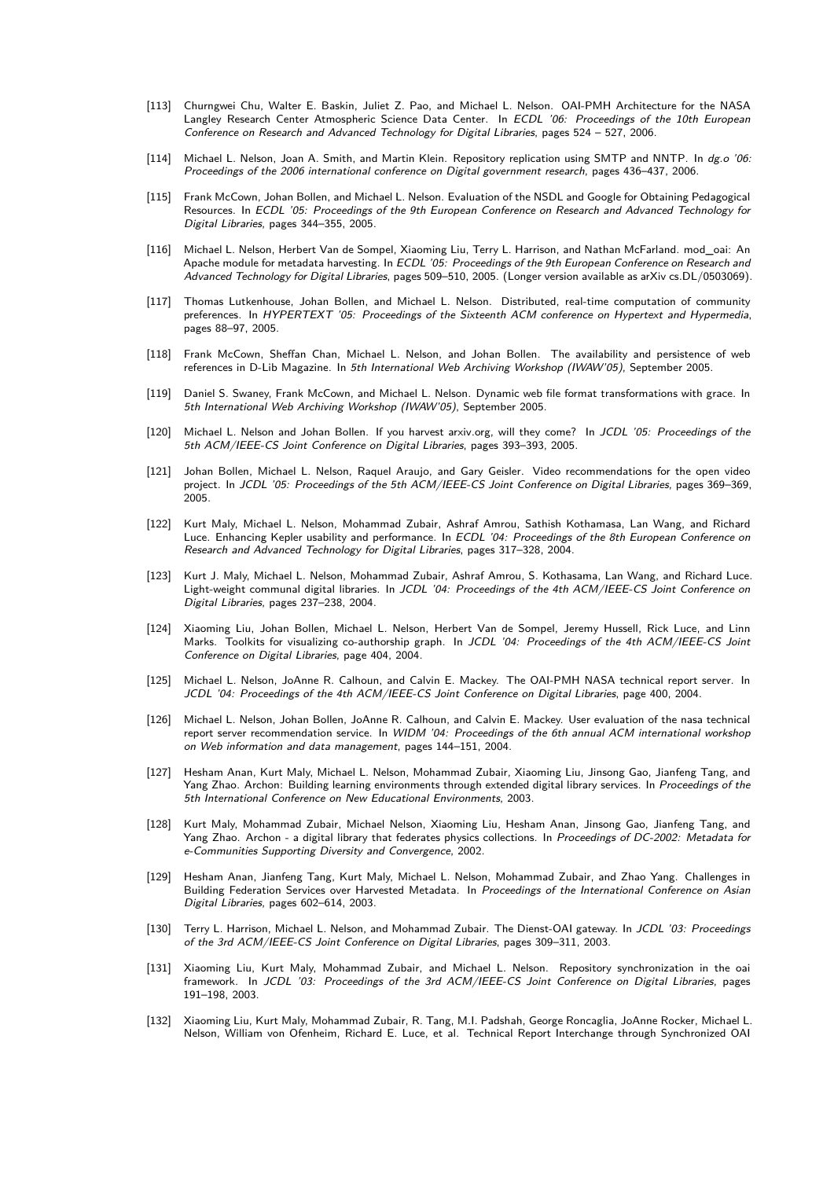[113] Churngwei Chu, Walter E. Baskin, Juliet Z. Pao, and Michael L. Nelson. OAI-PMH Architecture for the NASA Langley Research Center Atmospheric Science Data Center. In *ECDL '06: Proceedings of the 10th European Conference on Research and Advanced Technology for Digital Libraries*, pages 524 – 527, 2006.

[114] Michael L. Nelson, Joan A. Smith, and Martin Klein. Repository replication using SMTP and NNTP. In *dg.o '06: Proceedings of the 2006 international conference on Digital government research*, pages 436–437, 2006.

[115] Frank McCown, Johan Bollen, and Michael L. Nelson. Evaluation of the NSDL and Google for Obtaining Pedagogical Resources. In *ECDL '05: Proceedings of the 9th European Conference on Research and Advanced Technology for Digital Libraries*, pages 344–355, 2005.

[116] Michael L. Nelson, Herbert Van de Sompel, Xiaoming Liu, Terry L. Harrison, and Nathan McFarland. mod_oai: An Apache module for metadata harvesting. In *ECDL '05: Proceedings of the 9th European Conference on Research and Advanced Technology for Digital Libraries*, pages 509–510, 2005. (Longer version available as arXiv cs.DL/0503069).

[117] Thomas Lutkenhouse, Johan Bollen, and Michael L. Nelson. Distributed, real-time computation of community preferences. In *HYPERTEXT '05: Proceedings of the Sixteenth ACM conference on Hypertext and Hypermedia*, pages 88–97, 2005.

[118] Frank McCown, Sheffan Chan, Michael L. Nelson, and Johan Bollen. The availability and persistence of web references in D-Lib Magazine. In *5th International Web Archiving Workshop (IWAW'05)*, September 2005.

[119] Daniel S. Swaney, Frank McCown, and Michael L. Nelson. Dynamic web file format transformations with grace. In *5th International Web Archiving Workshop (IWAW'05)*, September 2005.

[120] Michael L. Nelson and Johan Bollen. If you harvest arxiv.org, will they come? In *JCDL '05: Proceedings of the 5th ACM/IEEE-CS Joint Conference on Digital Libraries*, pages 393–393, 2005.

[121] Johan Bollen, Michael L. Nelson, Raquel Araujo, and Gary Geisler. Video recommendations for the open video project. In *JCDL '05: Proceedings of the 5th ACM/IEEE-CS Joint Conference on Digital Libraries*, pages 369–369, 2005.

[122] Kurt Maly, Michael L. Nelson, Mohammad Zubair, Ashraf Amrou, Sathish Kothamasa, Lan Wang, and Richard Luce. Enhancing Kepler usability and performance. In *ECDL '04: Proceedings of the 8th European Conference on Research and Advanced Technology for Digital Libraries*, pages 317–328, 2004.

[123] Kurt J. Maly, Michael L. Nelson, Mohammad Zubair, Ashraf Amrou, S. Kothasama, Lan Wang, and Richard Luce. Light-weight communal digital libraries. In *JCDL '04: Proceedings of the 4th ACM/IEEE-CS Joint Conference on Digital Libraries*, pages 237–238, 2004.

[124] Xiaoming Liu, Johan Bollen, Michael L. Nelson, Herbert Van de Sompel, Jeremy Hussell, Rick Luce, and Linn Marks. Toolkits for visualizing co-authorship graph. In *JCDL '04: Proceedings of the 4th ACM/IEEE-CS Joint Conference on Digital Libraries*, page 404, 2004.

[125] Michael L. Nelson, JoAnne R. Calhoun, and Calvin E. Mackey. The OAI-PMH NASA technical report server. In *JCDL '04: Proceedings of the 4th ACM/IEEE-CS Joint Conference on Digital Libraries*, page 400, 2004.

[126] Michael L. Nelson, Johan Bollen, JoAnne R. Calhoun, and Calvin E. Mackey. User evaluation of the nasa technical report server recommendation service. In *WIDM '04: Proceedings of the 6th annual ACM international workshop on Web information and data management*, pages 144–151, 2004.

[127] Hesham Anan, Kurt Maly, Michael L. Nelson, Mohammad Zubair, Xiaoming Liu, Jinsong Gao, Jianfeng Tang, and Yang Zhao. Archon: Building learning environments through extended digital library services. In *Proceedings of the 5th International Conference on New Educational Environments*, 2003.

[128] Kurt Maly, Mohammad Zubair, Michael Nelson, Xiaoming Liu, Hesham Anan, Jinsong Gao, Jianfeng Tang, and Yang Zhao. Archon - a digital library that federates physics collections. In *Proceedings of DC-2002: Metadata for e-Communities Supporting Diversity and Convergence*, 2002.

[129] Hesham Anan, Jianfeng Tang, Kurt Maly, Michael L. Nelson, Mohammad Zubair, and Zhao Yang. Challenges in Building Federation Services over Harvested Metadata. In *Proceedings of the International Conference on Asian Digital Libraries*, pages 602–614, 2003.

[130] Terry L. Harrison, Michael L. Nelson, and Mohammad Zubair. The Dienst-OAI gateway. In *JCDL '03: Proceedings of the 3rd ACM/IEEE-CS Joint Conference on Digital Libraries*, pages 309–311, 2003.

[131] Xiaoming Liu, Kurt Maly, Mohammad Zubair, and Michael L. Nelson. Repository synchronization in the oai framework. In *JCDL '03: Proceedings of the 3rd ACM/IEEE-CS Joint Conference on Digital Libraries*, pages 191–198, 2003.

[132] Xiaoming Liu, Kurt Maly, Mohammad Zubair, R. Tang, M.I. Padshah, George Roncaglia, JoAnne Rocker, Michael L. Nelson, William von Ofenheim, Richard E. Luce, et al. Technical Report Interchange through Synchronized OAI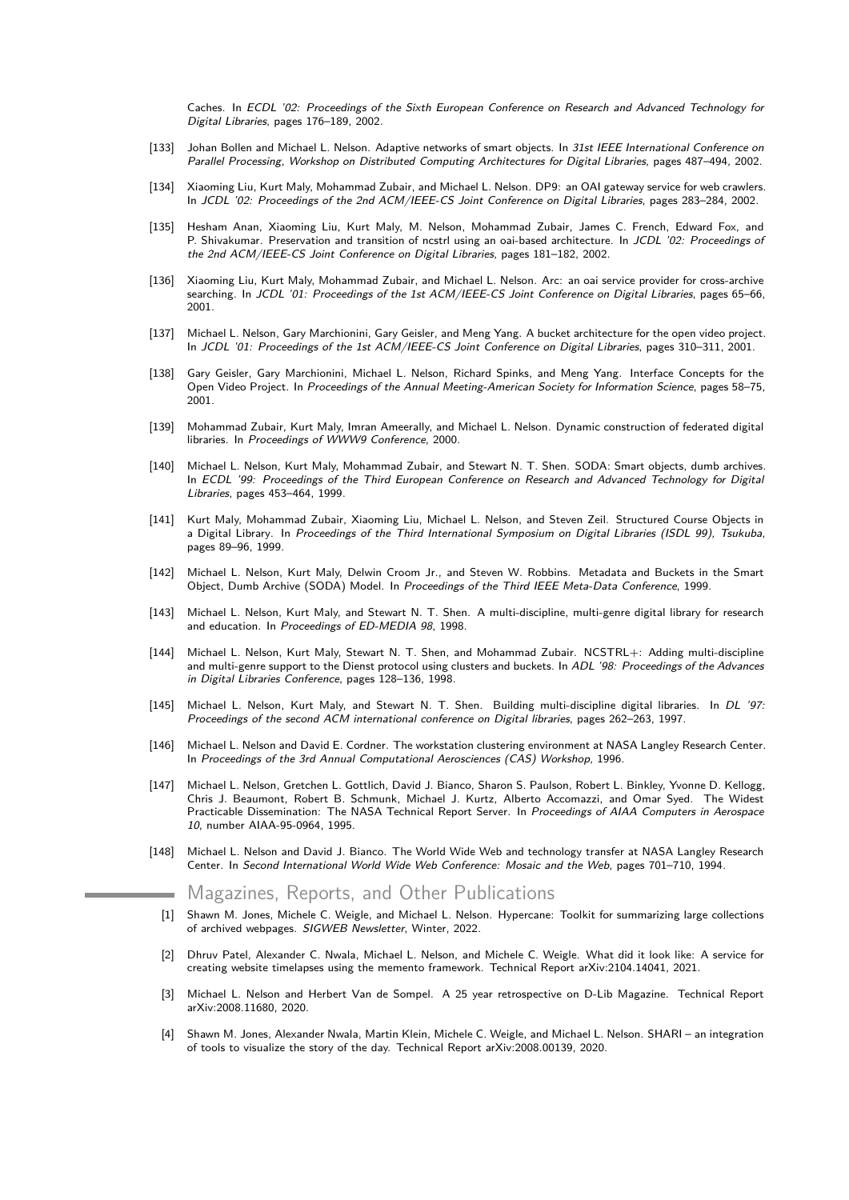Caches. In *ECDL '02: Proceedings of the Sixth European Conference on Research and Advanced Technology for Digital Libraries*, pages 176–189, 2002.

[133] Johan Bollen and Michael L. Nelson. Adaptive networks of smart objects. In *31st IEEE International Conference on Parallel Processing, Workshop on Distributed Computing Architectures for Digital Libraries*, pages 487–494, 2002.

[134] Xiaoming Liu, Kurt Maly, Mohammad Zubair, and Michael L. Nelson. DP9: an OAI gateway service for web crawlers. In *JCDL '02: Proceedings of the 2nd ACM/IEEE-CS Joint Conference on Digital Libraries*, pages 283–284, 2002.

[135] Hesham Anan, Xiaoming Liu, Kurt Maly, M. Nelson, Mohammad Zubair, James C. French, Edward Fox, and P. Shivakumar. Preservation and transition of ncstrl using an oai-based architecture. In *JCDL '02: Proceedings of the 2nd ACM/IEEE-CS Joint Conference on Digital Libraries*, pages 181–182, 2002.

[136] Xiaoming Liu, Kurt Maly, Mohammad Zubair, and Michael L. Nelson. Arc: an oai service provider for cross-archive searching. In *JCDL '01: Proceedings of the 1st ACM/IEEE-CS Joint Conference on Digital Libraries*, pages 65–66, 2001.

[137] Michael L. Nelson, Gary Marchionini, Gary Geisler, and Meng Yang. A bucket architecture for the open video project. In *JCDL '01: Proceedings of the 1st ACM/IEEE-CS Joint Conference on Digital Libraries*, pages 310–311, 2001.

[138] Gary Geisler, Gary Marchionini, Michael L. Nelson, Richard Spinks, and Meng Yang. Interface Concepts for the Open Video Project. In *Proceedings of the Annual Meeting-American Society for Information Science*, pages 58–75, 2001.

[139] Mohammad Zubair, Kurt Maly, Imran Ameerally, and Michael L. Nelson. Dynamic construction of federated digital libraries. In *Proceedings of WWW9 Conference*, 2000.

[140] Michael L. Nelson, Kurt Maly, Mohammad Zubair, and Stewart N. T. Shen. SODA: Smart objects, dumb archives. In *ECDL '99: Proceedings of the Third European Conference on Research and Advanced Technology for Digital Libraries*, pages 453–464, 1999.

[141] Kurt Maly, Mohammad Zubair, Xiaoming Liu, Michael L. Nelson, and Steven Zeil. Structured Course Objects in a Digital Library. In *Proceedings of the Third International Symposium on Digital Libraries (ISDL 99), Tsukuba*, pages 89–96, 1999.

[142] Michael L. Nelson, Kurt Maly, Delwin Croom Jr., and Steven W. Robbins. Metadata and Buckets in the Smart Object, Dumb Archive (SODA) Model. In *Proceedings of the Third IEEE Meta-Data Conference*, 1999.

[143] Michael L. Nelson, Kurt Maly, and Stewart N. T. Shen. A multi-discipline, multi-genre digital library for research and education. In *Proceedings of ED-MEDIA 98*, 1998.

[144] Michael L. Nelson, Kurt Maly, Stewart N. T. Shen, and Mohammad Zubair. NCSTRL+: Adding multi-discipline and multi-genre support to the Dienst protocol using clusters and buckets. In *ADL '98: Proceedings of the Advances in Digital Libraries Conference*, pages 128–136, 1998.

[145] Michael L. Nelson, Kurt Maly, and Stewart N. T. Shen. Building multi-discipline digital libraries. In *DL '97: Proceedings of the second ACM international conference on Digital libraries*, pages 262–263, 1997.

[146] Michael L. Nelson and David E. Cordner. The workstation clustering environment at NASA Langley Research Center. In *Proceedings of the 3rd Annual Computational Aerosciences (CAS) Workshop*, 1996.

[147] Michael L. Nelson, Gretchen L. Gottlich, David J. Bianco, Sharon S. Paulson, Robert L. Binkley, Yvonne D. Kellogg, Chris J. Beaumont, Robert B. Schmunk, Michael J. Kurtz, Alberto Accomazzi, and Omar Syed. The Widest Practicable Dissemination: The NASA Technical Report Server. In *Proceedings of AIAA Computers in Aerospace 10*, number AIAA-95-0964, 1995.

[148] Michael L. Nelson and David J. Bianco. The World Wide Web and technology transfer at NASA Langley Research Center. In *Second International World Wide Web Conference: Mosaic and the Web*, pages 701–710, 1994.

## Magazines, Reports, and Other Publications

[1] Shawn M. Jones, Michele C. Weigle, and Michael L. Nelson. Hypercane: Toolkit for summarizing large collections of archived webpages. *SIGWEB Newsletter*, Winter, 2022.

[2] Dhruv Patel, Alexander C. Nwala, Michael L. Nelson, and Michele C. Weigle. What did it look like: A service for creating website timelapses using the memento framework. Technical Report arXiv:2104.14041, 2021.

[3] Michael L. Nelson and Herbert Van de Sompel. A 25 year retrospective on D-Lib Magazine. Technical Report arXiv:2008.11680, 2020.

[4] Shawn M. Jones, Alexander Nwala, Martin Klein, Michele C. Weigle, and Michael L. Nelson. SHARI – an integration of tools to visualize the story of the day. Technical Report arXiv:2008.00139, 2020.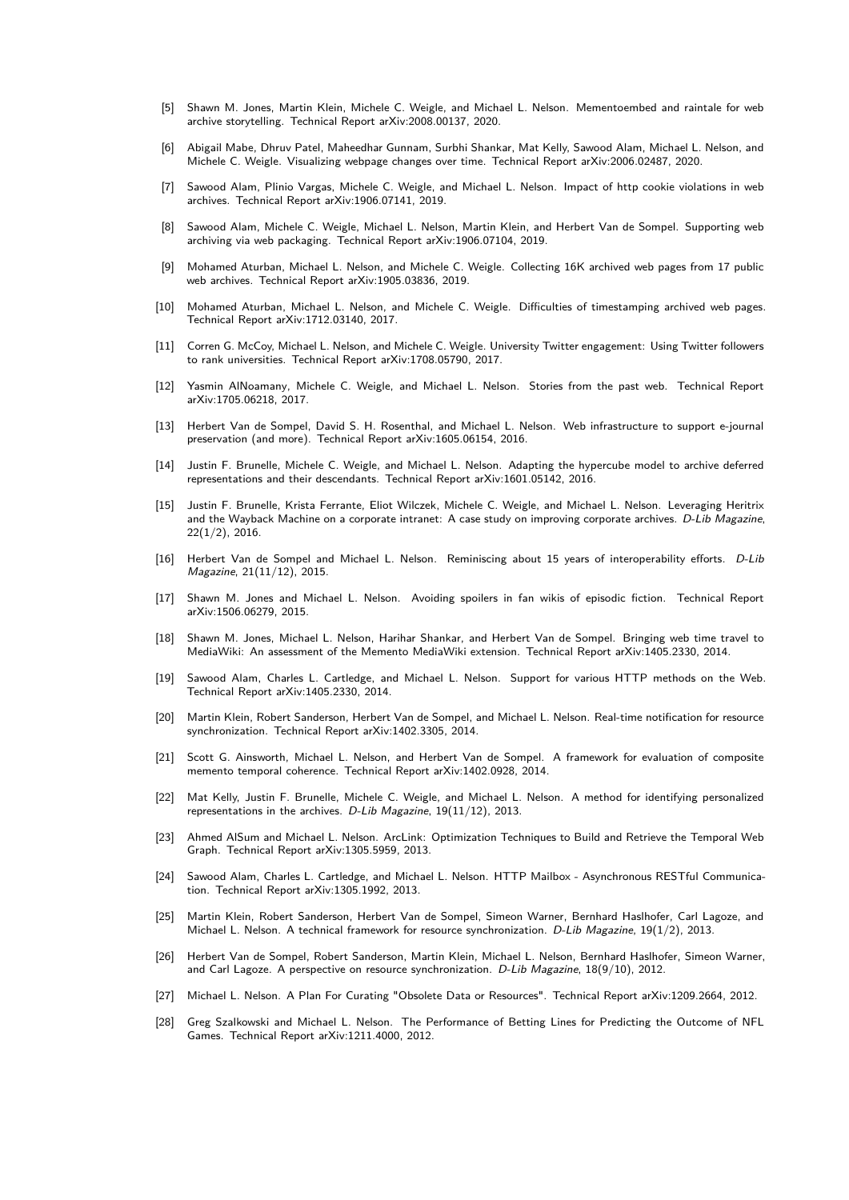[5] Shawn M. Jones, Martin Klein, Michele C. Weigle, and Michael L. Nelson. Mementoembed and raintale for web archive storytelling. Technical Report arXiv:2008.00137, 2020.

[6] Abigail Mabe, Dhruv Patel, Maheedhar Gunnam, Surbhi Shankar, Mat Kelly, Sawood Alam, Michael L. Nelson, and Michele C. Weigle. Visualizing webpage changes over time. Technical Report arXiv:2006.02487, 2020.

[7] Sawood Alam, Plinio Vargas, Michele C. Weigle, and Michael L. Nelson. Impact of http cookie violations in web archives. Technical Report arXiv:1906.07141, 2019.

[8] Sawood Alam, Michele C. Weigle, Michael L. Nelson, Martin Klein, and Herbert Van de Sompel. Supporting web archiving via web packaging. Technical Report arXiv:1906.07104, 2019.

[9] Mohamed Aturban, Michael L. Nelson, and Michele C. Weigle. Collecting 16K archived web pages from 17 public web archives. Technical Report arXiv:1905.03836, 2019.

[10] Mohamed Aturban, Michael L. Nelson, and Michele C. Weigle. Difficulties of timestamping archived web pages. Technical Report arXiv:1712.03140, 2017.

[11] Corren G. McCoy, Michael L. Nelson, and Michele C. Weigle. University Twitter engagement: Using Twitter followers to rank universities. Technical Report arXiv:1708.05790, 2017.

[12] Yasmin AlNoamany, Michele C. Weigle, and Michael L. Nelson. Stories from the past web. Technical Report arXiv:1705.06218, 2017.

[13] Herbert Van de Sompel, David S. H. Rosenthal, and Michael L. Nelson. Web infrastructure to support e-journal preservation (and more). Technical Report arXiv:1605.06154, 2016.

[14] Justin F. Brunelle, Michele C. Weigle, and Michael L. Nelson. Adapting the hypercube model to archive deferred representations and their descendants. Technical Report arXiv:1601.05142, 2016.

[15] Justin F. Brunelle, Krista Ferrante, Eliot Wilczek, Michele C. Weigle, and Michael L. Nelson. Leveraging Heritrix and the Wayback Machine on a corporate intranet: A case study on improving corporate archives. *D-Lib Magazine*, 22(1/2), 2016.

[16] Herbert Van de Sompel and Michael L. Nelson. Reminiscing about 15 years of interoperability efforts. *D-Lib Magazine*, 21(11/12), 2015.

[17] Shawn M. Jones and Michael L. Nelson. Avoiding spoilers in fan wikis of episodic fiction. Technical Report arXiv:1506.06279, 2015.

[18] Shawn M. Jones, Michael L. Nelson, Harihar Shankar, and Herbert Van de Sompel. Bringing web time travel to MediaWiki: An assessment of the Memento MediaWiki extension. Technical Report arXiv:1405.2330, 2014.

[19] Sawood Alam, Charles L. Cartledge, and Michael L. Nelson. Support for various HTTP methods on the Web. Technical Report arXiv:1405.2330, 2014.

[20] Martin Klein, Robert Sanderson, Herbert Van de Sompel, and Michael L. Nelson. Real-time notification for resource synchronization. Technical Report arXiv:1402.3305, 2014.

[21] Scott G. Ainsworth, Michael L. Nelson, and Herbert Van de Sompel. A framework for evaluation of composite memento temporal coherence. Technical Report arXiv:1402.0928, 2014.

[22] Mat Kelly, Justin F. Brunelle, Michele C. Weigle, and Michael L. Nelson. A method for identifying personalized representations in the archives. *D-Lib Magazine*, 19(11/12), 2013.

[23] Ahmed AlSum and Michael L. Nelson. ArcLink: Optimization Techniques to Build and Retrieve the Temporal Web Graph. Technical Report arXiv:1305.5959, 2013.

[24] Sawood Alam, Charles L. Cartledge, and Michael L. Nelson. HTTP Mailbox - Asynchronous RESTful Communication. Technical Report arXiv:1305.1992, 2013.

[25] Martin Klein, Robert Sanderson, Herbert Van de Sompel, Simeon Warner, Bernhard Haslhofer, Carl Lagoze, and Michael L. Nelson. A technical framework for resource synchronization. *D-Lib Magazine*, 19(1/2), 2013.

[26] Herbert Van de Sompel, Robert Sanderson, Martin Klein, Michael L. Nelson, Bernhard Haslhofer, Simeon Warner, and Carl Lagoze. A perspective on resource synchronization. *D-Lib Magazine*, 18(9/10), 2012.

[27] Michael L. Nelson. A Plan For Curating "Obsolete Data or Resources". Technical Report arXiv:1209.2664, 2012.

[28] Greg Szalkowski and Michael L. Nelson. The Performance of Betting Lines for Predicting the Outcome of NFL Games. Technical Report arXiv:1211.4000, 2012.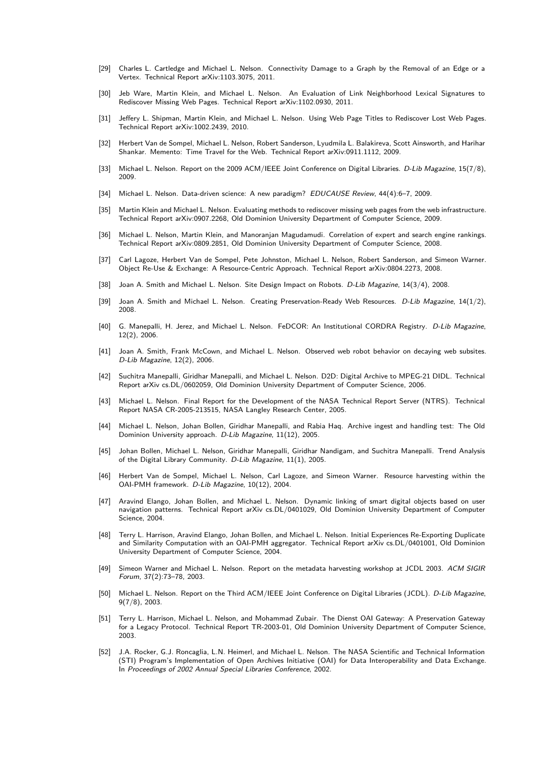[29] Charles L. Cartledge and Michael L. Nelson. Connectivity Damage to a Graph by the Removal of an Edge or a Vertex. Technical Report arXiv:1103.3075, 2011.

[30] Jeb Ware, Martin Klein, and Michael L. Nelson. An Evaluation of Link Neighborhood Lexical Signatures to Rediscover Missing Web Pages. Technical Report arXiv:1102.0930, 2011.

[31] Jeffery L. Shipman, Martin Klein, and Michael L. Nelson. Using Web Page Titles to Rediscover Lost Web Pages. Technical Report arXiv:1002.2439, 2010.

[32] Herbert Van de Sompel, Michael L. Nelson, Robert Sanderson, Lyudmila L. Balakireva, Scott Ainsworth, and Harihar Shankar. Memento: Time Travel for the Web. Technical Report arXiv:0911.1112, 2009.

[33] Michael L. Nelson. Report on the 2009 ACM/IEEE Joint Conference on Digital Libraries. *D-Lib Magazine*, 15(7/8), 2009.

[34] Michael L. Nelson. Data-driven science: A new paradigm? *EDUCAUSE Review*, 44(4):6–7, 2009.

[35] Martin Klein and Michael L. Nelson. Evaluating methods to rediscover missing web pages from the web infrastructure. Technical Report arXiv:0907.2268, Old Dominion University Department of Computer Science, 2009.

[36] Michael L. Nelson, Martin Klein, and Manoranjan Magudamudi. Correlation of expert and search engine rankings. Technical Report arXiv:0809.2851, Old Dominion University Department of Computer Science, 2008.

[37] Carl Lagoze, Herbert Van de Sompel, Pete Johnston, Michael L. Nelson, Robert Sanderson, and Simeon Warner. Object Re-Use & Exchange: A Resource-Centric Approach. Technical Report arXiv:0804.2273, 2008.

[38] Joan A. Smith and Michael L. Nelson. Site Design Impact on Robots. *D-Lib Magazine*, 14(3/4), 2008.

[39] Joan A. Smith and Michael L. Nelson. Creating Preservation-Ready Web Resources. *D-Lib Magazine*, 14(1/2), 2008.

[40] G. Manepalli, H. Jerez, and Michael L. Nelson. FeDCOR: An Institutional CORDRA Registry. *D-Lib Magazine*, 12(2), 2006.

[41] Joan A. Smith, Frank McCown, and Michael L. Nelson. Observed web robot behavior on decaying web subsites. *D-Lib Magazine*, 12(2), 2006.

[42] Suchitra Manepalli, Giridhar Manepalli, and Michael L. Nelson. D2D: Digital Archive to MPEG-21 DIDL. Technical Report arXiv cs.DL/0602059, Old Dominion University Department of Computer Science, 2006.

[43] Michael L. Nelson. Final Report for the Development of the NASA Technical Report Server (NTRS). Technical Report NASA CR-2005-213515, NASA Langley Research Center, 2005.

[44] Michael L. Nelson, Johan Bollen, Giridhar Manepalli, and Rabia Haq. Archive ingest and handling test: The Old Dominion University approach. *D-Lib Magazine*, 11(12), 2005.

[45] Johan Bollen, Michael L. Nelson, Giridhar Manepalli, Giridhar Nandigam, and Suchitra Manepalli. Trend Analysis of the Digital Library Community. *D-Lib Magazine*, 11(1), 2005.

[46] Herbert Van de Sompel, Michael L. Nelson, Carl Lagoze, and Simeon Warner. Resource harvesting within the OAI-PMH framework. *D-Lib Magazine*, 10(12), 2004.

[47] Aravind Elango, Johan Bollen, and Michael L. Nelson. Dynamic linking of smart digital objects based on user navigation patterns. Technical Report arXiv cs.DL/0401029, Old Dominion University Department of Computer Science, 2004.

[48] Terry L. Harrison, Aravind Elango, Johan Bollen, and Michael L. Nelson. Initial Experiences Re-Exporting Duplicate and Similarity Computation with an OAI-PMH aggregator. Technical Report arXiv cs.DL/0401001, Old Dominion University Department of Computer Science, 2004.

[49] Simeon Warner and Michael L. Nelson. Report on the metadata harvesting workshop at JCDL 2003. *ACM SIGIR Forum*, 37(2):73–78, 2003.

[50] Michael L. Nelson. Report on the Third ACM/IEEE Joint Conference on Digital Libraries (JCDL). *D-Lib Magazine*, 9(7/8), 2003.

[51] Terry L. Harrison, Michael L. Nelson, and Mohammad Zubair. The Dienst OAI Gateway: A Preservation Gateway for a Legacy Protocol. Technical Report TR-2003-01, Old Dominion University Department of Computer Science, 2003.

[52] J.A. Rocker, G.J. Roncaglia, L.N. Heimerl, and Michael L. Nelson. The NASA Scientific and Technical Information (STI) Program's Implementation of Open Archives Initiative (OAI) for Data Interoperability and Data Exchange. In *Proceedings of 2002 Annual Special Libraries Conference*, 2002.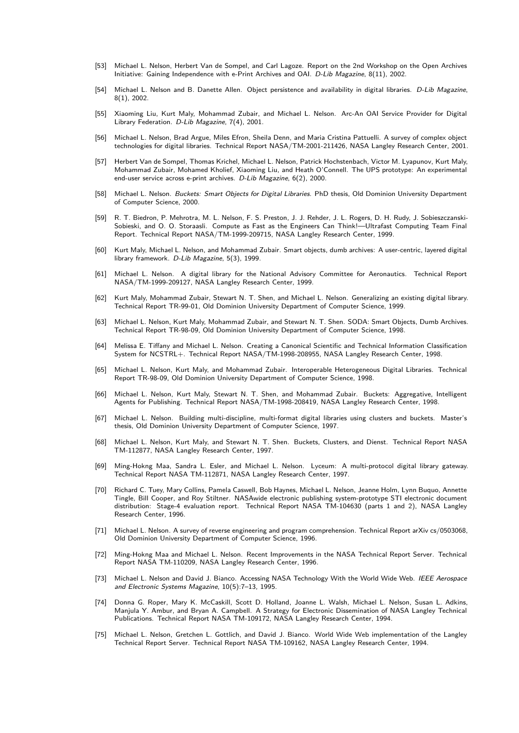[53] Michael L. Nelson, Herbert Van de Sompel, and Carl Lagoze. Report on the 2nd Workshop on the Open Archives Initiative: Gaining Independence with e-Print Archives and OAI. *D-Lib Magazine*, 8(11), 2002.

[54] Michael L. Nelson and B. Danette Allen. Object persistence and availability in digital libraries. *D-Lib Magazine*, 8(1), 2002.

[55] Xiaoming Liu, Kurt Maly, Mohammad Zubair, and Michael L. Nelson. Arc-An OAI Service Provider for Digital Library Federation. *D-Lib Magazine*, 7(4), 2001.

[56] Michael L. Nelson, Brad Argue, Miles Efron, Sheila Denn, and Maria Cristina Pattuelli. A survey of complex object technologies for digital libraries. Technical Report NASA/TM-2001-211426, NASA Langley Research Center, 2001.

[57] Herbert Van de Sompel, Thomas Krichel, Michael L. Nelson, Patrick Hochstenbach, Victor M. Lyapunov, Kurt Maly, Mohammad Zubair, Mohamed Kholief, Xiaoming Liu, and Heath O'Connell. The UPS prototype: An experimental end-user service across e-print archives. *D-Lib Magazine*, 6(2), 2000.

[58] Michael L. Nelson. *Buckets: Smart Objects for Digital Libraries*. PhD thesis, Old Dominion University Department of Computer Science, 2000.

[59] R. T. Biedron, P. Mehrotra, M. L. Nelson, F. S. Preston, J. J. Rehder, J. L. Rogers, D. H. Rudy, J. Sobieszczanski-Sobieski, and O. O. Storaasli. Compute as Fast as the Engineers Can Think!—Ultrafast Computing Team Final Report. Technical Report NASA/TM-1999-209715, NASA Langley Research Center, 1999.

[60] Kurt Maly, Michael L. Nelson, and Mohammad Zubair. Smart objects, dumb archives: A user-centric, layered digital library framework. *D-Lib Magazine*, 5(3), 1999.

[61] Michael L. Nelson. A digital library for the National Advisory Committee for Aeronautics. Technical Report NASA/TM-1999-209127, NASA Langley Research Center, 1999.

[62] Kurt Maly, Mohammad Zubair, Stewart N. T. Shen, and Michael L. Nelson. Generalizing an existing digital library. Technical Report TR-99-01, Old Dominion University Department of Computer Science, 1999.

[63] Michael L. Nelson, Kurt Maly, Mohammad Zubair, and Stewart N. T. Shen. SODA: Smart Objects, Dumb Archives. Technical Report TR-98-09, Old Dominion University Department of Computer Science, 1998.

[64] Melissa E. Tiffany and Michael L. Nelson. Creating a Canonical Scientific and Technical Information Classification System for NCSTRL+. Technical Report NASA/TM-1998-208955, NASA Langley Research Center, 1998.

[65] Michael L. Nelson, Kurt Maly, and Mohammad Zubair. Interoperable Heterogeneous Digital Libraries. Technical Report TR-98-09, Old Dominion University Department of Computer Science, 1998.

[66] Michael L. Nelson, Kurt Maly, Stewart N. T. Shen, and Mohammad Zubair. Buckets: Aggregative, Intelligent Agents for Publishing. Technical Report NASA/TM-1998-208419, NASA Langley Research Center, 1998.

[67] Michael L. Nelson. Building multi-discipline, multi-format digital libraries using clusters and buckets. Master's thesis, Old Dominion University Department of Computer Science, 1997.

[68] Michael L. Nelson, Kurt Maly, and Stewart N. T. Shen. Buckets, Clusters, and Dienst. Technical Report NASA TM-112877, NASA Langley Research Center, 1997.

[69] Ming-Hokng Maa, Sandra L. Esler, and Michael L. Nelson. Lyceum: A multi-protocol digital library gateway. Technical Report NASA TM-112871, NASA Langley Research Center, 1997.

[70] Richard C. Tuey, Mary Collins, Pamela Caswell, Bob Haynes, Michael L. Nelson, Jeanne Holm, Lynn Buquo, Annette Tingle, Bill Cooper, and Roy Stiltner. NASAwide electronic publishing system-prototype STI electronic document distribution: Stage-4 evaluation report. Technical Report NASA TM-104630 (parts 1 and 2), NASA Langley Research Center, 1996.

[71] Michael L. Nelson. A survey of reverse engineering and program comprehension. Technical Report arXiv cs/0503068, Old Dominion University Department of Computer Science, 1996.

[72] Ming-Hokng Maa and Michael L. Nelson. Recent Improvements in the NASA Technical Report Server. Technical Report NASA TM-110209, NASA Langley Research Center, 1996.

[73] Michael L. Nelson and David J. Bianco. Accessing NASA Technology With the World Wide Web. *IEEE Aerospace and Electronic Systems Magazine*, 10(5):7–13, 1995.

[74] Donna G. Roper, Mary K. McCaskill, Scott D. Holland, Joanne L. Walsh, Michael L. Nelson, Susan L. Adkins, Manjula Y. Ambur, and Bryan A. Campbell. A Strategy for Electronic Dissemination of NASA Langley Technical Publications. Technical Report NASA TM-109172, NASA Langley Research Center, 1994.

[75] Michael L. Nelson, Gretchen L. Gottlich, and David J. Bianco. World Wide Web implementation of the Langley Technical Report Server. Technical Report NASA TM-109162, NASA Langley Research Center, 1994.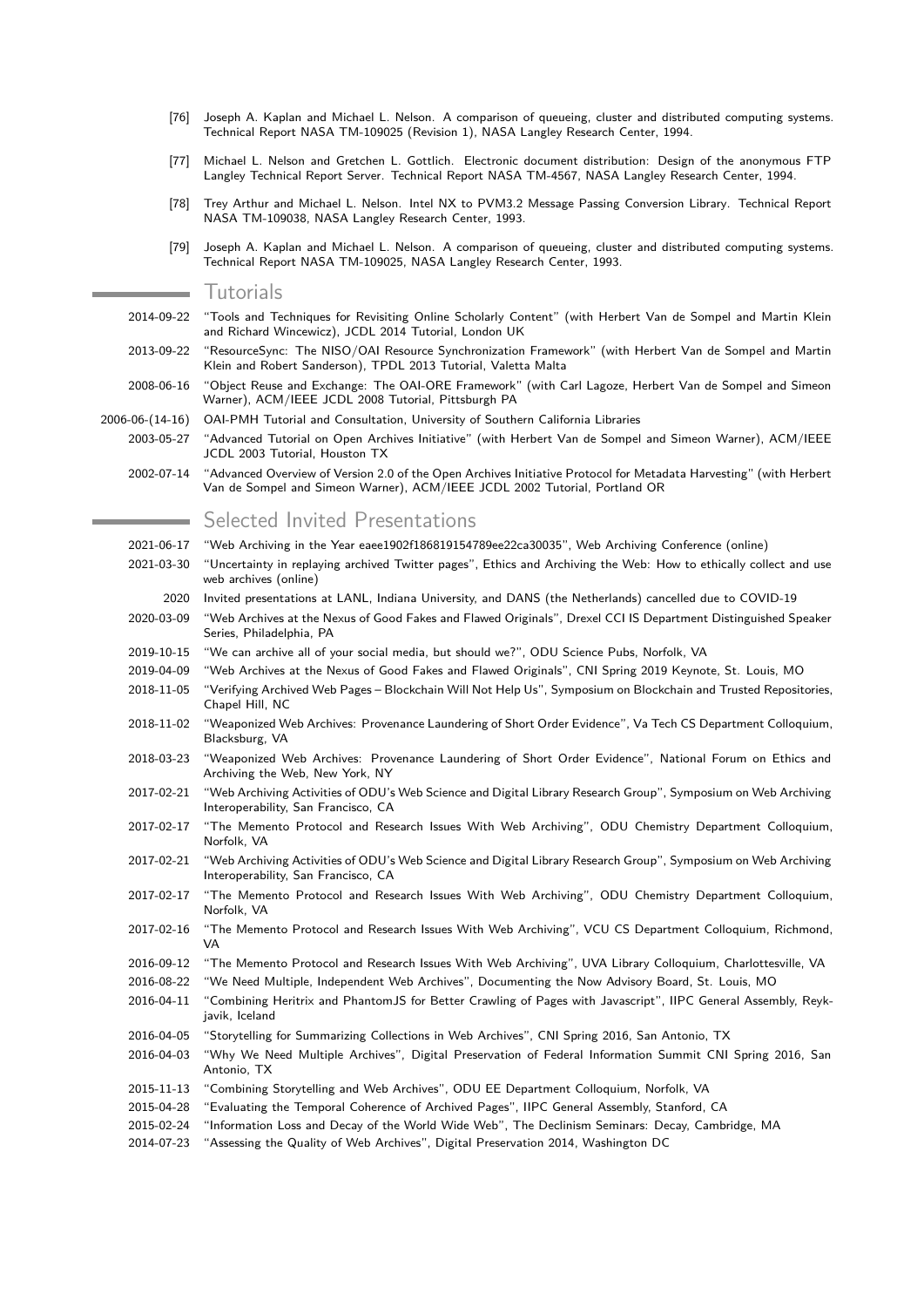[76] Joseph A. Kaplan and Michael L. Nelson. A comparison of queueing, cluster and distributed computing systems. Technical Report NASA TM-109025 (Revision 1), NASA Langley Research Center, 1994.

[77] Michael L. Nelson and Gretchen L. Gottlich. Electronic document distribution: Design of the anonymous FTP Langley Technical Report Server. Technical Report NASA TM-4567, NASA Langley Research Center, 1994.

[78] Trey Arthur and Michael L. Nelson. Intel NX to PVM3.2 Message Passing Conversion Library. Technical Report NASA TM-109038, NASA Langley Research Center, 1993.

[79] Joseph A. Kaplan and Michael L. Nelson. A comparison of queueing, cluster and distributed computing systems. Technical Report NASA TM-109025, NASA Langley Research Center, 1993.

## Tutorials

- 2014-09-22 "Tools and Techniques for Revisiting Online Scholarly Content" (with Herbert Van de Sompel and Martin Klein and Richard Wincewicz), JCDL 2014 Tutorial, London UK
- 2013-09-22 "ResourceSync: The NISO/OAI Resource Synchronization Framework" (with Herbert Van de Sompel and Martin Klein and Robert Sanderson), TPDL 2013 Tutorial, Valetta Malta
- 2008-06-16 "Object Reuse and Exchange: The OAI-ORE Framework" (with Carl Lagoze, Herbert Van de Sompel and Simeon Warner), ACM/IEEE JCDL 2008 Tutorial, Pittsburgh PA
- 2006-06-(14-16) OAI-PMH Tutorial and Consultation, University of Southern California Libraries
- 2003-05-27 "Advanced Tutorial on Open Archives Initiative" (with Herbert Van de Sompel and Simeon Warner), ACM/IEEE JCDL 2003 Tutorial, Houston TX
- 2002-07-14 "Advanced Overview of Version 2.0 of the Open Archives Initiative Protocol for Metadata Harvesting" (with Herbert Van de Sompel and Simeon Warner), ACM/IEEE JCDL 2002 Tutorial, Portland OR

## Selected Invited Presentations

- 2021-06-17 "Web Archiving in the Year eaee1902f186819154789ee22ca30035", Web Archiving Conference (online)
- 2021-03-30 "Uncertainty in replaying archived Twitter pages", Ethics and Archiving the Web: How to ethically collect and use web archives (online)
- 2020 Invited presentations at LANL, Indiana University, and DANS (the Netherlands) cancelled due to COVID-19
- 2020-03-09 "Web Archives at the Nexus of Good Fakes and Flawed Originals", Drexel CCI IS Department Distinguished Speaker Series, Philadelphia, PA
- 2019-10-15 "We can archive all of your social media, but should we?", ODU Science Pubs, Norfolk, VA
- 2019-04-09 "Web Archives at the Nexus of Good Fakes and Flawed Originals", CNI Spring 2019 Keynote, St. Louis, MO
- 2018-11-05 "Verifying Archived Web Pages – Blockchain Will Not Help Us", Symposium on Blockchain and Trusted Repositories, Chapel Hill, NC
- 2018-11-02 "Weaponized Web Archives: Provenance Laundering of Short Order Evidence", Va Tech CS Department Colloquium, Blacksburg, VA
- 2018-03-23 "Weaponized Web Archives: Provenance Laundering of Short Order Evidence", National Forum on Ethics and Archiving the Web, New York, NY
- 2017-02-21 "Web Archiving Activities of ODU's Web Science and Digital Library Research Group", Symposium on Web Archiving Interoperability, San Francisco, CA
- 2017-02-17 "The Memento Protocol and Research Issues With Web Archiving", ODU Chemistry Department Colloquium, Norfolk, VA
- 2017-02-21 "Web Archiving Activities of ODU's Web Science and Digital Library Research Group", Symposium on Web Archiving Interoperability, San Francisco, CA
- 2017-02-17 "The Memento Protocol and Research Issues With Web Archiving", ODU Chemistry Department Colloquium, Norfolk, VA
- 2017-02-16 "The Memento Protocol and Research Issues With Web Archiving", VCU CS Department Colloquium, Richmond, VA
- 2016-09-12 "The Memento Protocol and Research Issues With Web Archiving", UVA Library Colloquium, Charlottesville, VA
- 2016-08-22 "We Need Multiple, Independent Web Archives", Documenting the Now Advisory Board, St. Louis, MO
- 2016-04-11 "Combining Heritrix and PhantomJS for Better Crawling of Pages with Javascript", IIPC General Assembly, Reykjavik, Iceland
- 2016-04-05 "Storytelling for Summarizing Collections in Web Archives", CNI Spring 2016, San Antonio, TX
- 2016-04-03 "Why We Need Multiple Archives", Digital Preservation of Federal Information Summit CNI Spring 2016, San Antonio, TX
- 2015-11-13 "Combining Storytelling and Web Archives", ODU EE Department Colloquium, Norfolk, VA
- 2015-04-28 "Evaluating the Temporal Coherence of Archived Pages", IIPC General Assembly, Stanford, CA
- 2015-02-24 "Information Loss and Decay of the World Wide Web", The Declinism Seminars: Decay, Cambridge, MA
- 2014-07-23 "Assessing the Quality of Web Archives", Digital Preservation 2014, Washington DC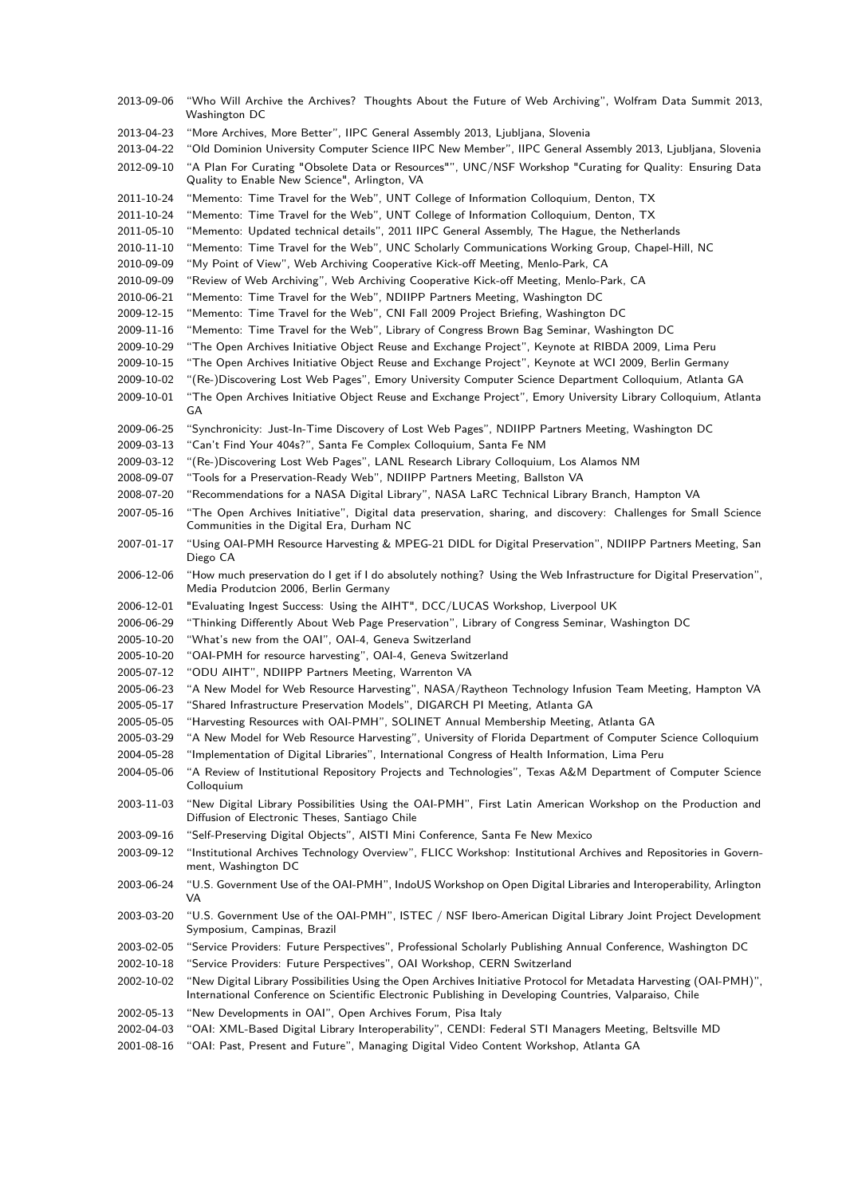2013-09-06 "Who Will Archive the Archives? Thoughts About the Future of Web Archiving", Wolfram Data Summit 2013, Washington DC

2013-04-23 "More Archives, More Better", IIPC General Assembly 2013, Ljubljana, Slovenia

2013-04-22 "Old Dominion University Computer Science IIPC New Member", IIPC General Assembly 2013, Ljubljana, Slovenia

2012-09-10 "A Plan For Curating "Obsolete Data or Resources"", UNC/NSF Workshop "Curating for Quality: Ensuring Data Quality to Enable New Science", Arlington, VA

2011-10-24 "Memento: Time Travel for the Web", UNT College of Information Colloquium, Denton, TX

2011-10-24 "Memento: Time Travel for the Web", UNT College of Information Colloquium, Denton, TX

2011-05-10 "Memento: Updated technical details", 2011 IIPC General Assembly, The Hague, the Netherlands

2010-11-10 "Memento: Time Travel for the Web", UNC Scholarly Communications Working Group, Chapel-Hill, NC

2010-09-09 "My Point of View", Web Archiving Cooperative Kick-off Meeting, Menlo-Park, CA

2010-09-09 "Review of Web Archiving", Web Archiving Cooperative Kick-off Meeting, Menlo-Park, CA

2010-06-21 "Memento: Time Travel for the Web", NDIIPP Partners Meeting, Washington DC

2009-12-15 "Memento: Time Travel for the Web", CNI Fall 2009 Project Briefing, Washington DC

2009-11-16 "Memento: Time Travel for the Web", Library of Congress Brown Bag Seminar, Washington DC

2009-10-29 "The Open Archives Initiative Object Reuse and Exchange Project", Keynote at RIBDA 2009, Lima Peru

2009-10-15 "The Open Archives Initiative Object Reuse and Exchange Project", Keynote at WCI 2009, Berlin Germany

2009-10-02 "(Re-)Discovering Lost Web Pages", Emory University Computer Science Department Colloquium, Atlanta GA

2009-10-01 "The Open Archives Initiative Object Reuse and Exchange Project", Emory University Library Colloquium, Atlanta GA

2009-06-25 "Synchronicity: Just-In-Time Discovery of Lost Web Pages", NDIIPP Partners Meeting, Washington DC

2009-03-13 "Can't Find Your 404s?", Santa Fe Complex Colloquium, Santa Fe NM

2009-03-12 "(Re-)Discovering Lost Web Pages", LANL Research Library Colloquium, Los Alamos NM

2008-09-07 "Tools for a Preservation-Ready Web", NDIIPP Partners Meeting, Ballston VA

2008-07-20 "Recommendations for a NASA Digital Library", NASA LaRC Technical Library Branch, Hampton VA

2007-05-16 "The Open Archives Initiative", Digital data preservation, sharing, and discovery: Challenges for Small Science Communities in the Digital Era, Durham NC

2007-01-17 "Using OAI-PMH Resource Harvesting & MPEG-21 DIDL for Digital Preservation", NDIIPP Partners Meeting, San Diego CA

2006-12-06 "How much preservation do I get if I do absolutely nothing? Using the Web Infrastructure for Digital Preservation", Media Produtcion 2006, Berlin Germany

2006-12-01 "Evaluating Ingest Success: Using the AIHT", DCC/LUCAS Workshop, Liverpool UK

2006-06-29 "Thinking Differently About Web Page Preservation", Library of Congress Seminar, Washington DC

2005-10-20 "What's new from the OAI", OAI-4, Geneva Switzerland

2005-10-20 "OAI-PMH for resource harvesting", OAI-4, Geneva Switzerland

2005-07-12 "ODU AIHT", NDIIPP Partners Meeting, Warrenton VA

2005-06-23 "A New Model for Web Resource Harvesting", NASA/Raytheon Technology Infusion Team Meeting, Hampton VA

2005-05-17 "Shared Infrastructure Preservation Models", DIGARCH PI Meeting, Atlanta GA

2005-05-05 "Harvesting Resources with OAI-PMH", SOLINET Annual Membership Meeting, Atlanta GA

2005-03-29 "A New Model for Web Resource Harvesting", University of Florida Department of Computer Science Colloquium

2004-05-28 "Implementation of Digital Libraries", International Congress of Health Information, Lima Peru

2004-05-06 "A Review of Institutional Repository Projects and Technologies", Texas A&M Department of Computer Science Colloquium

2003-11-03 "New Digital Library Possibilities Using the OAI-PMH", First Latin American Workshop on the Production and Diffusion of Electronic Theses, Santiago Chile

2003-09-16 "Self-Preserving Digital Objects", AISTI Mini Conference, Santa Fe New Mexico

2003-09-12 "Institutional Archives Technology Overview", FLICC Workshop: Institutional Archives and Repositories in Government, Washington DC

2003-06-24 "U.S. Government Use of the OAI-PMH", IndoUS Workshop on Open Digital Libraries and Interoperability, Arlington VA

2003-03-20 "U.S. Government Use of the OAI-PMH", ISTEC / NSF Ibero-American Digital Library Joint Project Development Symposium, Campinas, Brazil

2003-02-05 "Service Providers: Future Perspectives", Professional Scholarly Publishing Annual Conference, Washington DC

2002-10-18 "Service Providers: Future Perspectives", OAI Workshop, CERN Switzerland

2002-10-02 "New Digital Library Possibilities Using the Open Archives Initiative Protocol for Metadata Harvesting (OAI-PMH)", International Conference on Scientific Electronic Publishing in Developing Countries, Valparaiso, Chile

2002-05-13 "New Developments in OAI", Open Archives Forum, Pisa Italy

2002-04-03 "OAI: XML-Based Digital Library Interoperability", CENDI: Federal STI Managers Meeting, Beltsville MD

2001-08-16 "OAI: Past, Present and Future", Managing Digital Video Content Workshop, Atlanta GA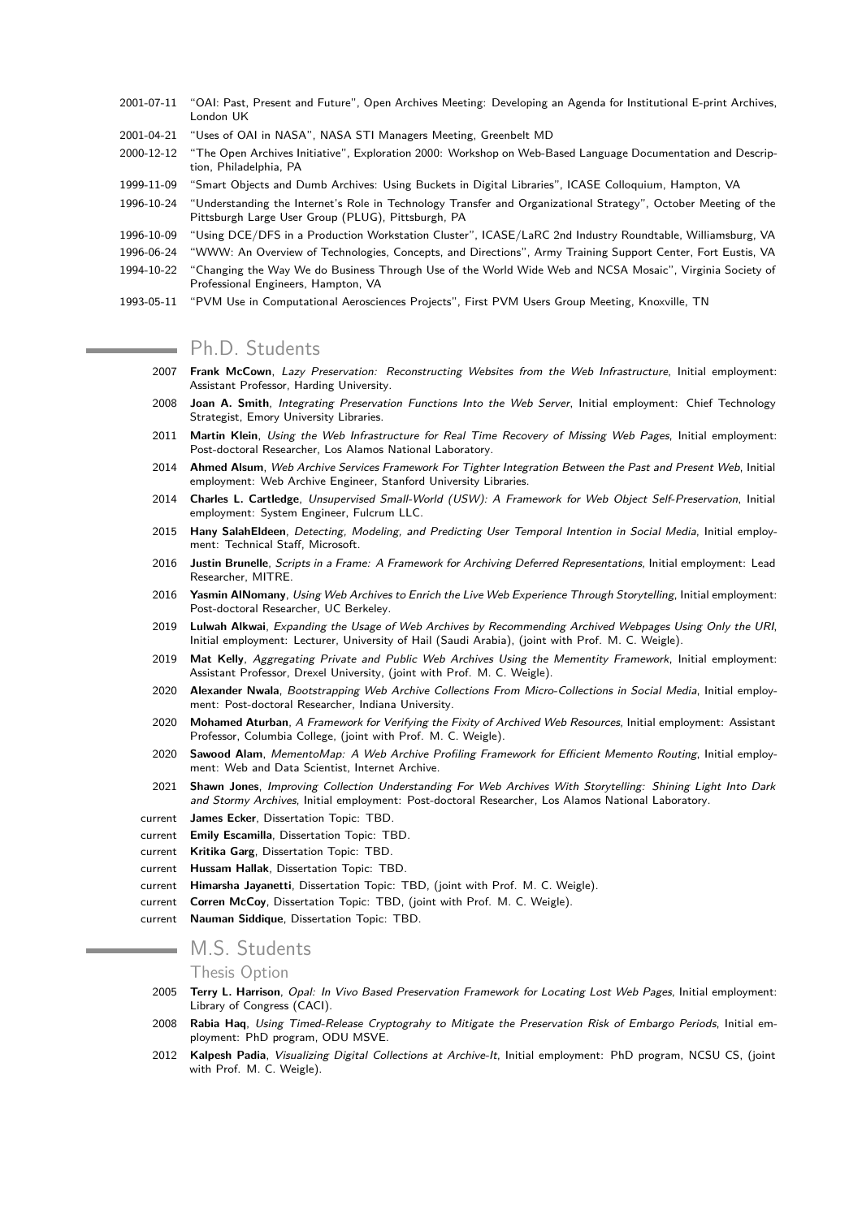- 2001-07-11 "OAI: Past, Present and Future", Open Archives Meeting: Developing an Agenda for Institutional E-print Archives, London UK
- 2001-04-21 "Uses of OAI in NASA", NASA STI Managers Meeting, Greenbelt MD
- 2000-12-12 "The Open Archives Initiative", Exploration 2000: Workshop on Web-Based Language Documentation and Description, Philadelphia, PA
- 1999-11-09 "Smart Objects and Dumb Archives: Using Buckets in Digital Libraries", ICASE Colloquium, Hampton, VA
- 1996-10-24 "Understanding the Internet's Role in Technology Transfer and Organizational Strategy", October Meeting of the Pittsburgh Large User Group (PLUG), Pittsburgh, PA
- 1996-10-09 "Using DCE/DFS in a Production Workstation Cluster", ICASE/LaRC 2nd Industry Roundtable, Williamsburg, VA
- 1996-06-24 "WWW: An Overview of Technologies, Concepts, and Directions", Army Training Support Center, Fort Eustis, VA
- 1994-10-22 "Changing the Way We do Business Through Use of the World Wide Web and NCSA Mosaic", Virginia Society of Professional Engineers, Hampton, VA
- 1993-05-11 "PVM Use in Computational Aerosciences Projects", First PVM Users Group Meeting, Knoxville, TN

## Ph.D. Students

- 2007 **Frank McCown**, *Lazy Preservation: Reconstructing Websites from the Web Infrastructure*, Initial employment: Assistant Professor, Harding University.
- 2008 **Joan A. Smith**, *Integrating Preservation Functions Into the Web Server*, Initial employment: Chief Technology Strategist, Emory University Libraries.
- 2011 **Martin Klein**, *Using the Web Infrastructure for Real Time Recovery of Missing Web Pages*, Initial employment: Post-doctoral Researcher, Los Alamos National Laboratory.
- 2014 **Ahmed Alsum**, *Web Archive Services Framework For Tighter Integration Between the Past and Present Web*, Initial employment: Web Archive Engineer, Stanford University Libraries.
- 2014 **Charles L. Cartledge**, *Unsupervised Small-World (USW): A Framework for Web Object Self-Preservation*, Initial employment: System Engineer, Fulcrum LLC.
- 2015 **Hany SalahEldeen**, *Detecting, Modeling, and Predicting User Temporal Intention in Social Media*, Initial employment: Technical Staff, Microsoft.
- 2016 **Justin Brunelle**, *Scripts in a Frame: A Framework for Archiving Deferred Representations*, Initial employment: Lead Researcher, MITRE.
- 2016 **Yasmin AlNomany**, *Using Web Archives to Enrich the Live Web Experience Through Storytelling*, Initial employment: Post-doctoral Researcher, UC Berkeley.
- 2019 **Lulwah Alkwai**, *Expanding the Usage of Web Archives by Recommending Archived Webpages Using Only the URI*, Initial employment: Lecturer, University of Hail (Saudi Arabia), (joint with Prof. M. C. Weigle).
- 2019 **Mat Kelly**, *Aggregating Private and Public Web Archives Using the Mementity Framework*, Initial employment: Assistant Professor, Drexel University, (joint with Prof. M. C. Weigle).
- 2020 **Alexander Nwala**, *Bootstrapping Web Archive Collections From Micro-Collections in Social Media*, Initial employment: Post-doctoral Researcher, Indiana University.
- 2020 **Mohamed Aturban**, *A Framework for Verifying the Fixity of Archived Web Resources*, Initial employment: Assistant Professor, Columbia College, (joint with Prof. M. C. Weigle).
- 2020 **Sawood Alam**, *MementoMap: A Web Archive Profiling Framework for Efficient Memento Routing*, Initial employment: Web and Data Scientist, Internet Archive.
- 2021 **Shawn Jones**, *Improving Collection Understanding For Web Archives With Storytelling: Shining Light Into Dark and Stormy Archives*, Initial employment: Post-doctoral Researcher, Los Alamos National Laboratory.
- current **James Ecker**, Dissertation Topic: TBD.
- current **Emily Escamilla**, Dissertation Topic: TBD.
- current **Kritika Garg**, Dissertation Topic: TBD.
- current **Hussam Hallak**, Dissertation Topic: TBD.
- current **Himarsha Jayanetti**, Dissertation Topic: TBD, (joint with Prof. M. C. Weigle).
- current **Corren McCoy**, Dissertation Topic: TBD, (joint with Prof. M. C. Weigle).
- current **Nauman Siddique**, Dissertation Topic: TBD.

## M.S. Students

### Thesis Option

- 2005 **Terry L. Harrison**, *Opal: In Vivo Based Preservation Framework for Locating Lost Web Pages*, Initial employment: Library of Congress (CACI).
- 2008 **Rabia Haq**, *Using Timed-Release Cryptograhy to Mitigate the Preservation Risk of Embargo Periods*, Initial employment: PhD program, ODU MSVE.
- 2012 **Kalpesh Padia**, *Visualizing Digital Collections at Archive-It*, Initial employment: PhD program, NCSU CS, (joint with Prof. M. C. Weigle).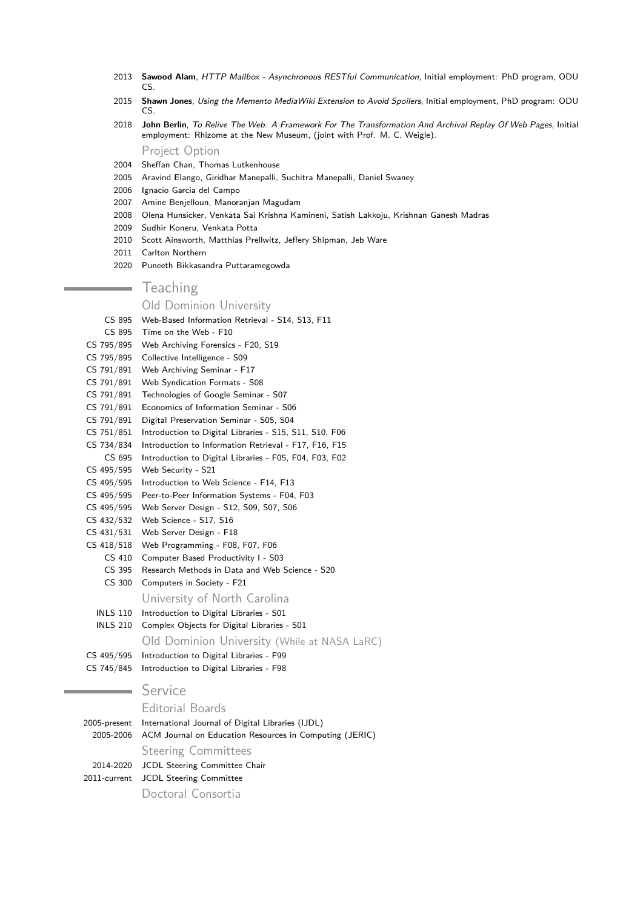- 2013 **Sawood Alam**, *HTTP Mailbox - Asynchronous RESTful Communication*, Initial employment: PhD program, ODU CS.
- 2015 **Shawn Jones**, *Using the Memento MediaWiki Extension to Avoid Spoilers*, Initial employment, PhD program: ODU CS.
- 2018 **John Berlin**, *To Relive The Web: A Framework For The Transformation And Archival Replay Of Web Pages*, Initial employment: Rhizome at the New Museum, (joint with Prof. M. C. Weigle).

### Project Option

- 2004 Sheffan Chan, Thomas Lutkenhouse
- 2005 Aravind Elango, Giridhar Manepalli, Suchitra Manepalli, Daniel Swaney
- 2006 Ignacio Garcia del Campo
- 2007 Amine Benjelloun, Manoranjan Magudam
- 2008 Olena Hunsicker, Venkata Sai Krishna Kamineni, Satish Lakkoju, Krishnan Ganesh Madras
- 2009 Sudhir Koneru, Venkata Potta
- 2010 Scott Ainsworth, Matthias Prellwitz, Jeffery Shipman, Jeb Ware
- 2011 Carlton Northern
- 2020 Puneeth Bikkasandra Puttaramegowda

## Teaching

### Old Dominion University

- CS 895 Web-Based Information Retrieval - S14, S13, F11
- CS 895 Time on the Web - F10
- CS 795/895 Web Archiving Forensics - F20, S19
- CS 795/895 Collective Intelligence - S09
- CS 791/891 Web Archiving Seminar - F17
- CS 791/891 Web Syndication Formats - S08
- CS 791/891 Technologies of Google Seminar - S07
- CS 791/891 Economics of Information Seminar - S06
- CS 791/891 Digital Preservation Seminar - S05, S04
- CS 751/851 Introduction to Digital Libraries - S15, S11, S10, F06
- CS 734/834 Introduction to Information Retrieval - F17, F16, F15
- CS 695 Introduction to Digital Libraries - F05, F04, F03, F02
- CS 495/595 Web Security - S21
- CS 495/595 Introduction to Web Science - F14, F13
- CS 495/595 Peer-to-Peer Information Systems - F04, F03
- CS 495/595 Web Server Design - S12, S09, S07, S06
- CS 432/532 Web Science - S17, S16
- CS 431/531 Web Server Design - F18
- CS 418/518 Web Programming - F08, F07, F06
- CS 410 Computer Based Productivity I - S03
- CS 395 Research Methods in Data and Web Science - S20
- CS 300 Computers in Society - F21

### University of North Carolina

- INLS 110 Introduction to Digital Libraries - S01
- INLS 210 Complex Objects for Digital Libraries - S01

### Old Dominion University (While at NASA LaRC)

- CS 495/595 Introduction to Digital Libraries - F99
- CS 745/845 Introduction to Digital Libraries - F98

## Service

### Editorial Boards

- 2005-present International Journal of Digital Libraries (IJDL)
- 2005-2006 ACM Journal on Education Resources in Computing (JERIC)

### Steering Committees

- 2014-2020 JCDL Steering Committee Chair
- 2011-current JCDL Steering Committee

### Doctoral Consortia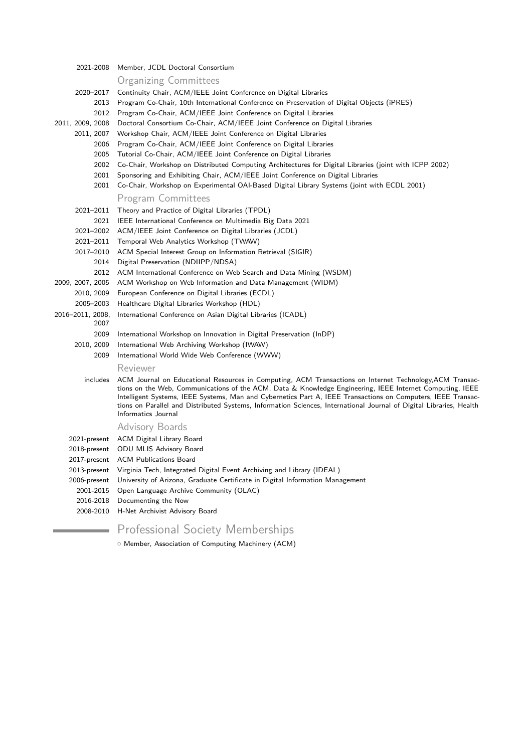2021-2008 Member, JCDL Doctoral Consortium

### Organizing Committees

2020–2017 Continuity Chair, ACM/IEEE Joint Conference on Digital Libraries

2013 Program Co-Chair, 10th International Conference on Preservation of Digital Objects (iPRES)

2012 Program Co-Chair, ACM/IEEE Joint Conference on Digital Libraries

2011, 2009, 2008 Doctoral Consortium Co-Chair, ACM/IEEE Joint Conference on Digital Libraries

2011, 2007 Workshop Chair, ACM/IEEE Joint Conference on Digital Libraries

2006 Program Co-Chair, ACM/IEEE Joint Conference on Digital Libraries

2005 Tutorial Co-Chair, ACM/IEEE Joint Conference on Digital Libraries

2002 Co-Chair, Workshop on Distributed Computing Architectures for Digital Libraries (joint with ICPP 2002)

2001 Sponsoring and Exhibiting Chair, ACM/IEEE Joint Conference on Digital Libraries

2001 Co-Chair, Workshop on Experimental OAI-Based Digital Library Systems (joint with ECDL 2001)

### Program Committees

2021–2011 Theory and Practice of Digital Libraries (TPDL)

2021 IEEE International Conference on Multimedia Big Data 2021

2021–2002 ACM/IEEE Joint Conference on Digital Libraries (JCDL)

2021–2011 Temporal Web Analytics Workshop (TWAW)

2017–2010 ACM Special Interest Group on Information Retrieval (SIGIR)

2014 Digital Preservation (NDIIPP/NDSA)

2012 ACM International Conference on Web Search and Data Mining (WSDM)

2009, 2007, 2005 ACM Workshop on Web Information and Data Management (WIDM)

2010, 2009 European Conference on Digital Libraries (ECDL)

2005–2003 Healthcare Digital Libraries Workshop (HDL)

2016–2011, 2008, 2007 International Conference on Asian Digital Libraries (ICADL)

2009 International Workshop on Innovation in Digital Preservation (InDP)

2010, 2009 International Web Archiving Workshop (IWAW)

2009 International World Wide Web Conference (WWW)

### Reviewer

includes ACM Journal on Educational Resources in Computing, ACM Transactions on Internet Technology,ACM Transactions on the Web, Communications of the ACM, Data & Knowledge Engineering, IEEE Internet Computing, IEEE Intelligent Systems, IEEE Systems, Man and Cybernetics Part A, IEEE Transactions on Computers, IEEE Transactions on Parallel and Distributed Systems, Information Sciences, International Journal of Digital Libraries, Health Informatics Journal

### Advisory Boards

2021-present ACM Digital Library Board

2018-present ODU MLIS Advisory Board

2017-present ACM Publications Board

2013-present Virginia Tech, Integrated Digital Event Archiving and Library (IDEAL)

2006-present University of Arizona, Graduate Certificate in Digital Information Management

2001-2015 Open Language Archive Community (OLAC)

2016-2018 Documenting the Now

2008-2010 H-Net Archivist Advisory Board

## Professional Society Memberships

- Member, Association of Computing Machinery (ACM)